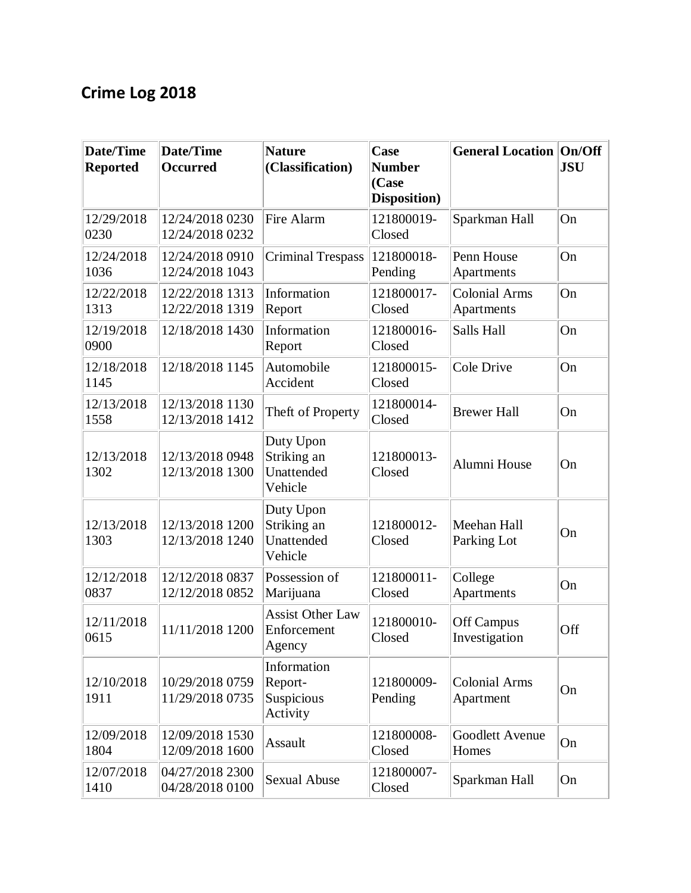## Crime Log 2018

| Date/Time Reported | Date/Time Occurred | Nature (Classification) | Case Number (Case Disposition) | General Location | On/Off JSU |
|---|---|---|---|---|---|
| 12/29/2018 0230 | 12/24/2018 0230 12/24/2018 0232 | Fire Alarm | 121800019-Closed | Sparkman Hall | On |
| 12/24/2018 1036 | 12/24/2018 0910 12/24/2018 1043 | Criminal Trespass | 121800018-Pending | Penn House Apartments | On |
| 12/22/2018 1313 | 12/22/2018 1313 12/22/2018 1319 | Information Report | 121800017-Closed | Colonial Arms Apartments | On |
| 12/19/2018 0900 | 12/18/2018 1430 | Information Report | 121800016-Closed | Salls Hall | On |
| 12/18/2018 1145 | 12/18/2018 1145 | Automobile Accident | 121800015-Closed | Cole Drive | On |
| 12/13/2018 1558 | 12/13/2018 1130 12/13/2018 1412 | Theft of Property | 121800014-Closed | Brewer Hall | On |
| 12/13/2018 1302 | 12/13/2018 0948 12/13/2018 1300 | Duty Upon Striking an Unattended Vehicle | 121800013-Closed | Alumni House | On |
| 12/13/2018 1303 | 12/13/2018 1200 12/13/2018 1240 | Duty Upon Striking an Unattended Vehicle | 121800012-Closed | Meehan Hall Parking Lot | On |
| 12/12/2018 0837 | 12/12/2018 0837 12/12/2018 0852 | Possession of Marijuana | 121800011-Closed | College Apartments | On |
| 12/11/2018 0615 | 11/11/2018 1200 | Assist Other Law Enforcement Agency | 121800010-Closed | Off Campus Investigation | Off |
| 12/10/2018 1911 | 10/29/2018 0759 11/29/2018 0735 | Information Report-Suspicious Activity | 121800009-Pending | Colonial Arms Apartment | On |
| 12/09/2018 1804 | 12/09/2018 1530 12/09/2018 1600 | Assault | 121800008-Closed | Goodlett Avenue Homes | On |
| 12/07/2018 1410 | 04/27/2018 2300 04/28/2018 0100 | Sexual Abuse | 121800007-Closed | Sparkman Hall | On |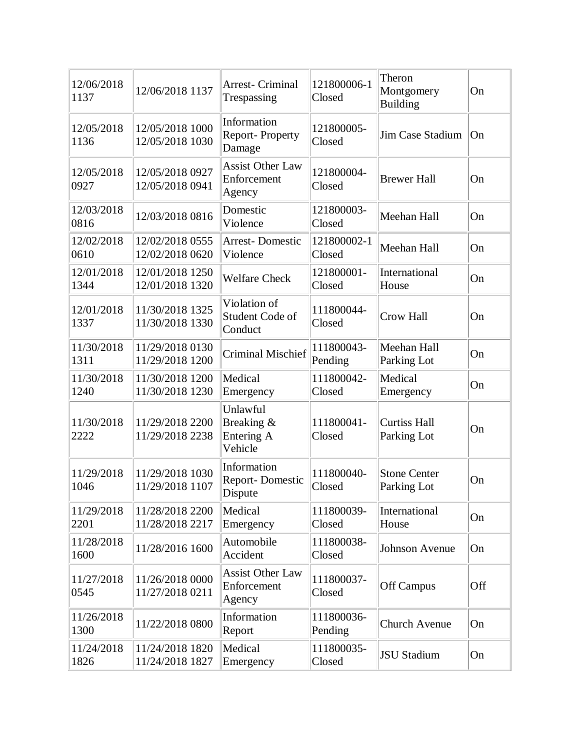| | | | | | |
|---|---|---|---|---|---|
| 12/06/2018 1137 | 12/06/2018 1137 | Arrest- Criminal Trespassing | 121800006-1 Closed | Theron Montgomery Building | On |
| 12/05/2018 1136 | 12/05/2018 1000 12/05/2018 1030 | Information Report- Property Damage | 121800005- Closed | Jim Case Stadium | On |
| 12/05/2018 0927 | 12/05/2018 0927 12/05/2018 0941 | Assist Other Law Enforcement Agency | 121800004- Closed | Brewer Hall | On |
| 12/03/2018 0816 | 12/03/2018 0816 | Domestic Violence | 121800003- Closed | Meehan Hall | On |
| 12/02/2018 0610 | 12/02/2018 0555 12/02/2018 0620 | Arrest- Domestic Violence | 121800002-1 Closed | Meehan Hall | On |
| 12/01/2018 1344 | 12/01/2018 1250 12/01/2018 1320 | Welfare Check | 121800001- Closed | International House | On |
| 12/01/2018 1337 | 11/30/2018 1325 11/30/2018 1330 | Violation of Student Code of Conduct | 111800044- Closed | Crow Hall | On |
| 11/30/2018 1311 | 11/29/2018 0130 11/29/2018 1200 | Criminal Mischief | 111800043- Pending | Meehan Hall Parking Lot | On |
| 11/30/2018 1240 | 11/30/2018 1200 11/30/2018 1230 | Medical Emergency | 111800042- Closed | Medical Emergency | On |
| 11/30/2018 2222 | 11/29/2018 2200 11/29/2018 2238 | Unlawful Breaking & Entering A Vehicle | 111800041- Closed | Curtiss Hall Parking Lot | On |
| 11/29/2018 1046 | 11/29/2018 1030 11/29/2018 1107 | Information Report- Domestic Dispute | 111800040- Closed | Stone Center Parking Lot | On |
| 11/29/2018 2201 | 11/28/2018 2200 11/28/2018 2217 | Medical Emergency | 111800039- Closed | International House | On |
| 11/28/2018 1600 | 11/28/2016 1600 | Automobile Accident | 111800038- Closed | Johnson Avenue | On |
| 11/27/2018 0545 | 11/26/2018 0000 11/27/2018 0211 | Assist Other Law Enforcement Agency | 111800037- Closed | Off Campus | Off |
| 11/26/2018 1300 | 11/22/2018 0800 | Information Report | 111800036- Pending | Church Avenue | On |
| 11/24/2018 1826 | 11/24/2018 1820 11/24/2018 1827 | Medical Emergency | 111800035- Closed | JSU Stadium | On |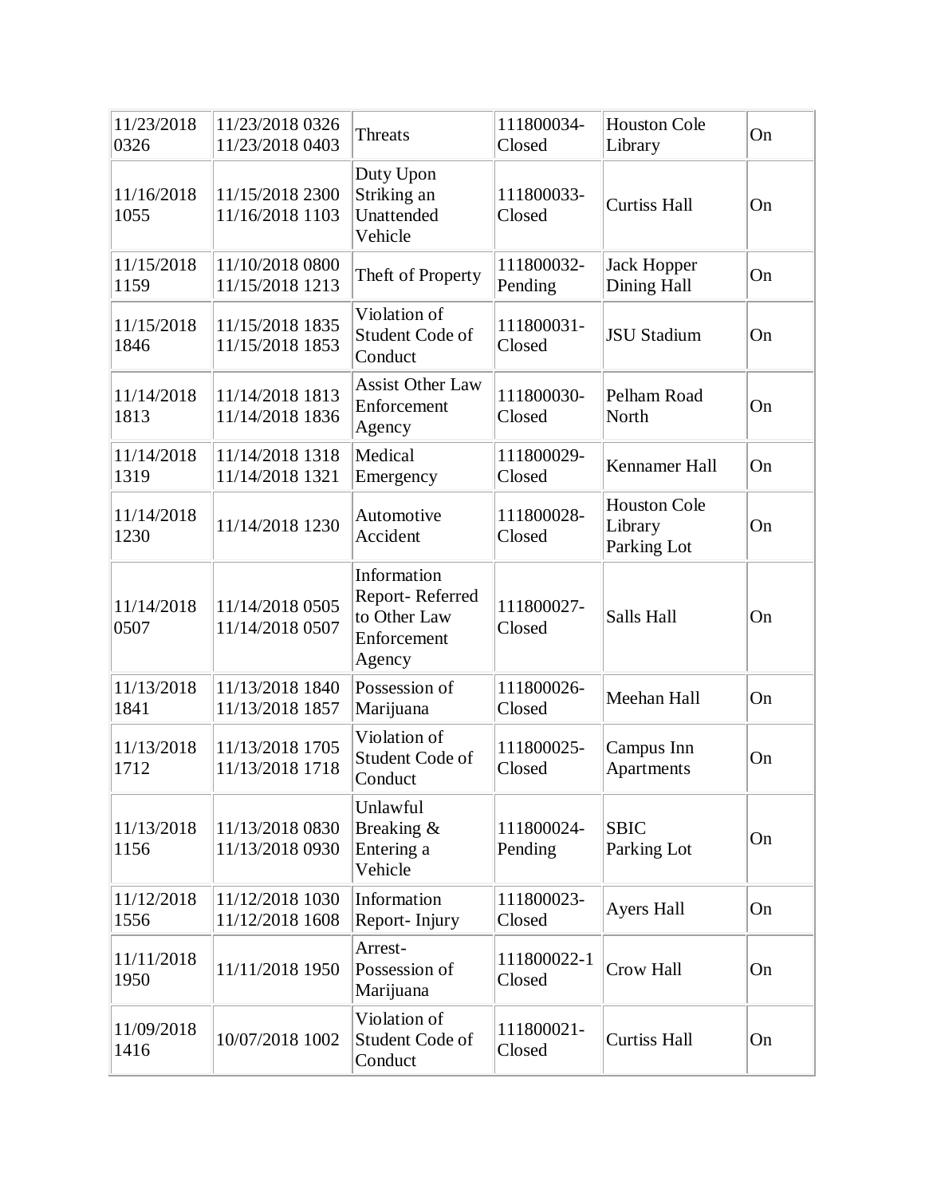| | | | | | |
|---|---|---|---|---|---|
| 11/23/2018 0326 | 11/23/2018 0326 11/23/2018 0403 | Threats | 111800034-Closed | Houston Cole Library | On |
| 11/16/2018 1055 | 11/15/2018 2300 11/16/2018 1103 | Duty Upon Striking an Unattended Vehicle | 111800033-Closed | Curtiss Hall | On |
| 11/15/2018 1159 | 11/10/2018 0800 11/15/2018 1213 | Theft of Property | 111800032-Pending | Jack Hopper Dining Hall | On |
| 11/15/2018 1846 | 11/15/2018 1835 11/15/2018 1853 | Violation of Student Code of Conduct | 111800031-Closed | JSU Stadium | On |
| 11/14/2018 1813 | 11/14/2018 1813 11/14/2018 1836 | Assist Other Law Enforcement Agency | 111800030-Closed | Pelham Road North | On |
| 11/14/2018 1319 | 11/14/2018 1318 11/14/2018 1321 | Medical Emergency | 111800029-Closed | Kennamer Hall | On |
| 11/14/2018 1230 | 11/14/2018 1230 | Automotive Accident | 111800028-Closed | Houston Cole Library Parking Lot | On |
| 11/14/2018 0507 | 11/14/2018 0505 11/14/2018 0507 | Information Report- Referred to Other Law Enforcement Agency | 111800027-Closed | Salls Hall | On |
| 11/13/2018 1841 | 11/13/2018 1840 11/13/2018 1857 | Possession of Marijuana | 111800026-Closed | Meehan Hall | On |
| 11/13/2018 1712 | 11/13/2018 1705 11/13/2018 1718 | Violation of Student Code of Conduct | 111800025-Closed | Campus Inn Apartments | On |
| 11/13/2018 1156 | 11/13/2018 0830 11/13/2018 0930 | Unlawful Breaking & Entering a Vehicle | 111800024-Pending | SBIC Parking Lot | On |
| 11/12/2018 1556 | 11/12/2018 1030 11/12/2018 1608 | Information Report- Injury | 111800023-Closed | Ayers Hall | On |
| 11/11/2018 1950 | 11/11/2018 1950 | Arrest- Possession of Marijuana | 111800022-1 Closed | Crow Hall | On |
| 11/09/2018 1416 | 10/07/2018 1002 | Violation of Student Code of Conduct | 111800021-Closed | Curtiss Hall | On |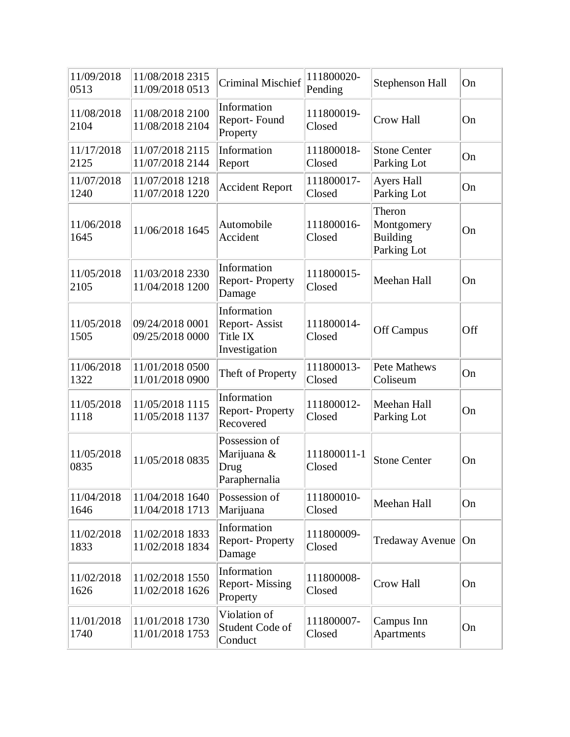| | | | | | |
|---|---|---|---|---|---|
| 11/09/2018 0513 | 11/08/2018 2315 11/09/2018 0513 | Criminal Mischief | 111800020-Pending | Stephenson Hall | On |
| 11/08/2018 2104 | 11/08/2018 2100 11/08/2018 2104 | Information Report- Found Property | 111800019-Closed | Crow Hall | On |
| 11/17/2018 2125 | 11/07/2018 2115 11/07/2018 2144 | Information Report | 111800018-Closed | Stone Center Parking Lot | On |
| 11/07/2018 1240 | 11/07/2018 1218 11/07/2018 1220 | Accident Report | 111800017-Closed | Ayers Hall Parking Lot | On |
| 11/06/2018 1645 | 11/06/2018 1645 | Automobile Accident | 111800016-Closed | Theron Montgomery Building Parking Lot | On |
| 11/05/2018 2105 | 11/03/2018 2330 11/04/2018 1200 | Information Report- Property Damage | 111800015-Closed | Meehan Hall | On |
| 11/05/2018 1505 | 09/24/2018 0001 09/25/2018 0000 | Information Report- Assist Title IX Investigation | 111800014-Closed | Off Campus | Off |
| 11/06/2018 1322 | 11/01/2018 0500 11/01/2018 0900 | Theft of Property | 111800013-Closed | Pete Mathews Coliseum | On |
| 11/05/2018 1118 | 11/05/2018 1115 11/05/2018 1137 | Information Report- Property Recovered | 111800012-Closed | Meehan Hall Parking Lot | On |
| 11/05/2018 0835 | 11/05/2018 0835 | Possession of Marijuana & Drug Paraphernalia | 111800011-1 Closed | Stone Center | On |
| 11/04/2018 1646 | 11/04/2018 1640 11/04/2018 1713 | Possession of Marijuana | 111800010-Closed | Meehan Hall | On |
| 11/02/2018 1833 | 11/02/2018 1833 11/02/2018 1834 | Information Report- Property Damage | 111800009-Closed | Tredaway Avenue | On |
| 11/02/2018 1626 | 11/02/2018 1550 11/02/2018 1626 | Information Report- Missing Property | 111800008-Closed | Crow Hall | On |
| 11/01/2018 1740 | 11/01/2018 1730 11/01/2018 1753 | Violation of Student Code of Conduct | 111800007-Closed | Campus Inn Apartments | On |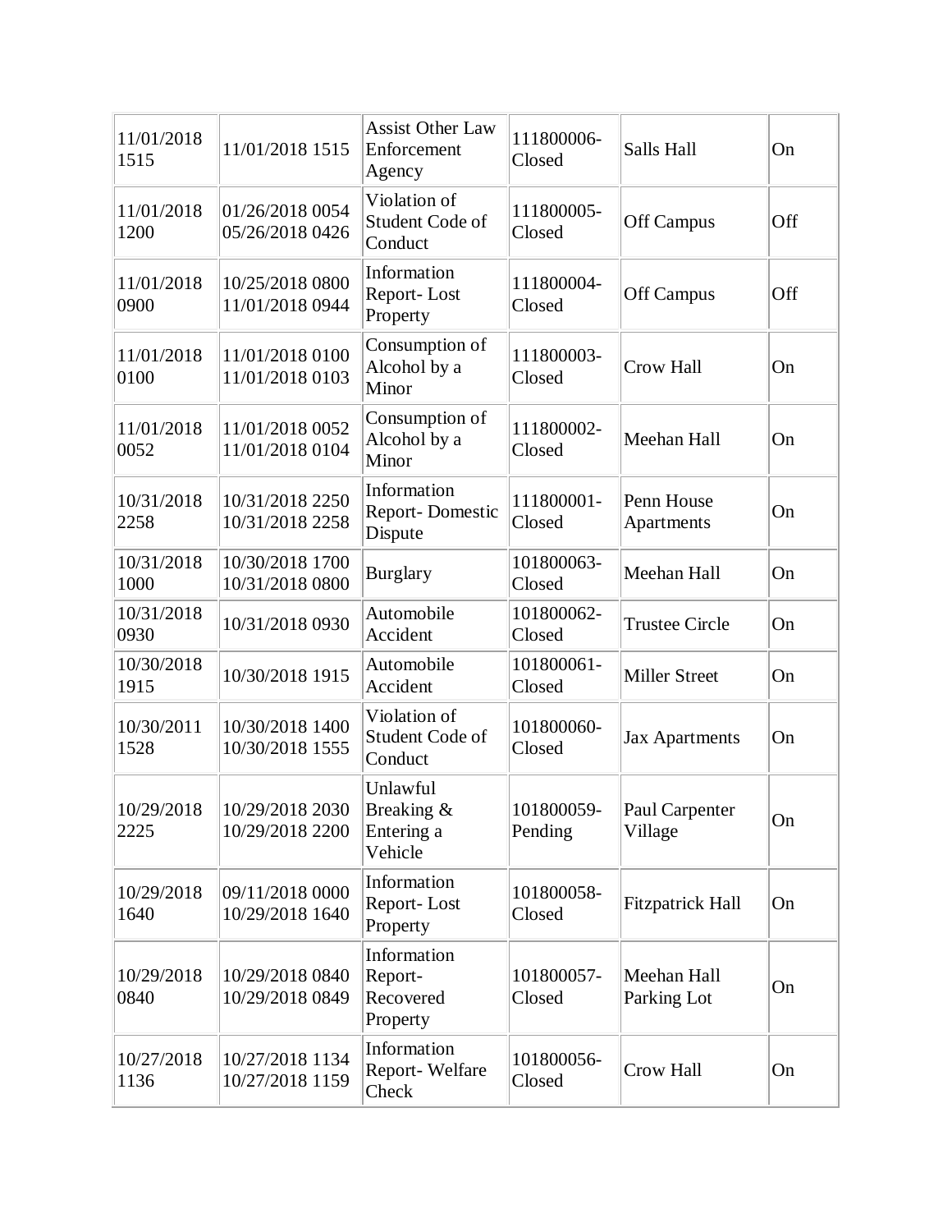| | | | | | |
|---|---|---|---|---|---|
| 11/01/2018 1515 | 11/01/2018 1515 | Assist Other Law Enforcement Agency | 111800006-Closed | Salls Hall | On |
| 11/01/2018 1200 | 01/26/2018 0054 05/26/2018 0426 | Violation of Student Code of Conduct | 111800005-Closed | Off Campus | Off |
| 11/01/2018 0900 | 10/25/2018 0800 11/01/2018 0944 | Information Report- Lost Property | 111800004-Closed | Off Campus | Off |
| 11/01/2018 0100 | 11/01/2018 0100 11/01/2018 0103 | Consumption of Alcohol by a Minor | 111800003-Closed | Crow Hall | On |
| 11/01/2018 0052 | 11/01/2018 0052 11/01/2018 0104 | Consumption of Alcohol by a Minor | 111800002-Closed | Meehan Hall | On |
| 10/31/2018 2258 | 10/31/2018 2250 10/31/2018 2258 | Information Report- Domestic Dispute | 111800001-Closed | Penn House Apartments | On |
| 10/31/2018 1000 | 10/30/2018 1700 10/31/2018 0800 | Burglary | 101800063-Closed | Meehan Hall | On |
| 10/31/2018 0930 | 10/31/2018 0930 | Automobile Accident | 101800062-Closed | Trustee Circle | On |
| 10/30/2018 1915 | 10/30/2018 1915 | Automobile Accident | 101800061-Closed | Miller Street | On |
| 10/30/2011 1528 | 10/30/2018 1400 10/30/2018 1555 | Violation of Student Code of Conduct | 101800060-Closed | Jax Apartments | On |
| 10/29/2018 2225 | 10/29/2018 2030 10/29/2018 2200 | Unlawful Breaking & Entering a Vehicle | 101800059-Pending | Paul Carpenter Village | On |
| 10/29/2018 1640 | 09/11/2018 0000 10/29/2018 1640 | Information Report- Lost Property | 101800058-Closed | Fitzpatrick Hall | On |
| 10/29/2018 0840 | 10/29/2018 0840 10/29/2018 0849 | Information Report- Recovered Property | 101800057-Closed | Meehan Hall Parking Lot | On |
| 10/27/2018 1136 | 10/27/2018 1134 10/27/2018 1159 | Information Report- Welfare Check | 101800056-Closed | Crow Hall | On |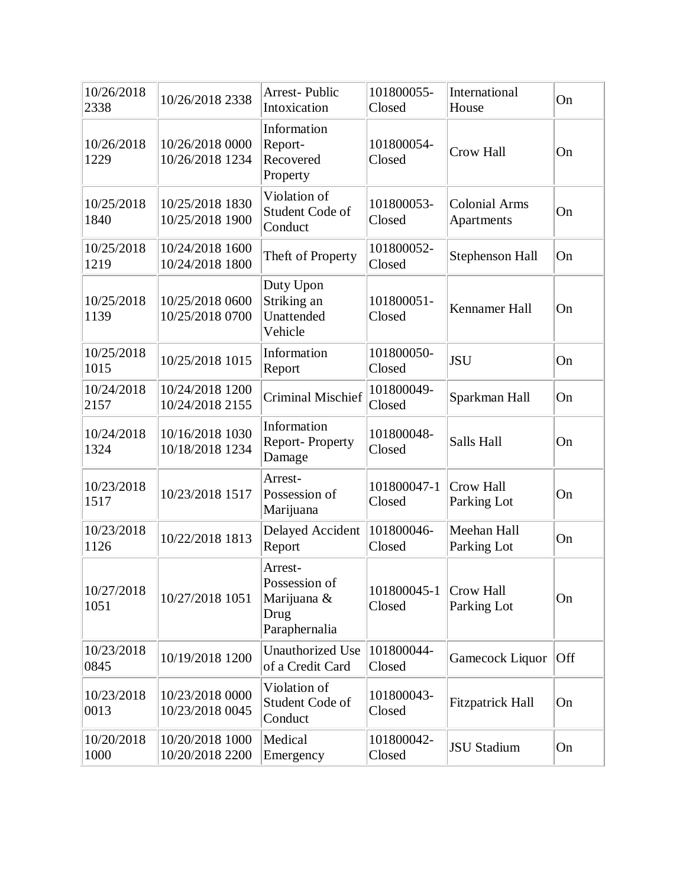| 10/26/2018 2338 | 10/26/2018 2338 | Arrest- Public Intoxication | 101800055-Closed | International House | On |
|---|---|---|---|---|---|
| 10/26/2018 1229 | 10/26/2018 0000 10/26/2018 1234 | Information Report- Recovered Property | 101800054-Closed | Crow Hall | On |
| 10/25/2018 1840 | 10/25/2018 1830 10/25/2018 1900 | Violation of Student Code of Conduct | 101800053-Closed | Colonial Arms Apartments | On |
| 10/25/2018 1219 | 10/24/2018 1600 10/24/2018 1800 | Theft of Property | 101800052-Closed | Stephenson Hall | On |
| 10/25/2018 1139 | 10/25/2018 0600 10/25/2018 0700 | Duty Upon Striking an Unattended Vehicle | 101800051-Closed | Kennamer Hall | On |
| 10/25/2018 1015 | 10/25/2018 1015 | Information Report | 101800050-Closed | JSU | On |
| 10/24/2018 2157 | 10/24/2018 1200 10/24/2018 2155 | Criminal Mischief | 101800049-Closed | Sparkman Hall | On |
| 10/24/2018 1324 | 10/16/2018 1030 10/18/2018 1234 | Information Report- Property Damage | 101800048-Closed | Salls Hall | On |
| 10/23/2018 1517 | 10/23/2018 1517 | Arrest- Possession of Marijuana | 101800047-1 Closed | Crow Hall Parking Lot | On |
| 10/23/2018 1126 | 10/22/2018 1813 | Delayed Accident Report | 101800046-Closed | Meehan Hall Parking Lot | On |
| 10/27/2018 1051 | 10/27/2018 1051 | Arrest- Possession of Marijuana & Drug Paraphernalia | 101800045-1 Closed | Crow Hall Parking Lot | On |
| 10/23/2018 0845 | 10/19/2018 1200 | Unauthorized Use of a Credit Card | 101800044-Closed | Gamecock Liquor | Off |
| 10/23/2018 0013 | 10/23/2018 0000 10/23/2018 0045 | Violation of Student Code of Conduct | 101800043-Closed | Fitzpatrick Hall | On |
| 10/20/2018 1000 | 10/20/2018 1000 10/20/2018 2200 | Medical Emergency | 101800042-Closed | JSU Stadium | On |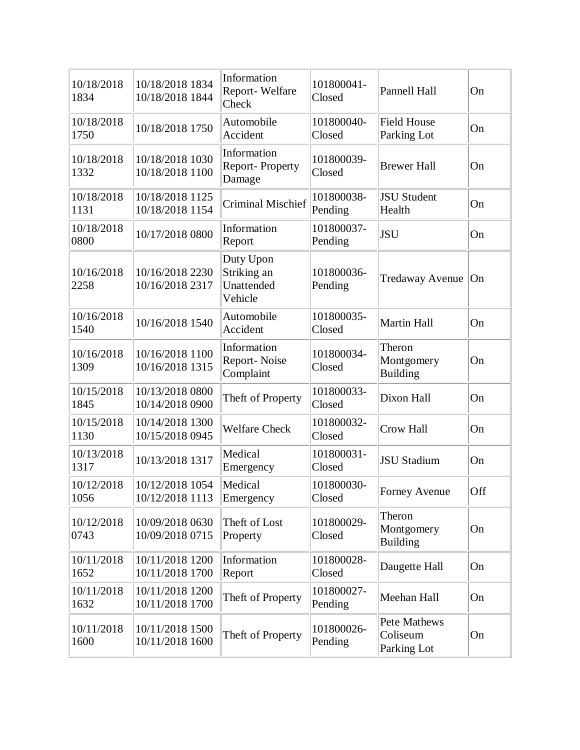| | | | | | |
|---|---|---|---|---|---|
| 10/18/2018 1834 | 10/18/2018 1834 10/18/2018 1844 | Information Report- Welfare Check | 101800041-Closed | Pannell Hall | On |
| 10/18/2018 1750 | 10/18/2018 1750 | Automobile Accident | 101800040-Closed | Field House Parking Lot | On |
| 10/18/2018 1332 | 10/18/2018 1030 10/18/2018 1100 | Information Report- Property Damage | 101800039-Closed | Brewer Hall | On |
| 10/18/2018 1131 | 10/18/2018 1125 10/18/2018 1154 | Criminal Mischief | 101800038-Pending | JSU Student Health | On |
| 10/18/2018 0800 | 10/17/2018 0800 | Information Report | 101800037-Pending | JSU | On |
| 10/16/2018 2258 | 10/16/2018 2230 10/16/2018 2317 | Duty Upon Striking an Unattended Vehicle | 101800036-Pending | Tredaway Avenue | On |
| 10/16/2018 1540 | 10/16/2018 1540 | Automobile Accident | 101800035-Closed | Martin Hall | On |
| 10/16/2018 1309 | 10/16/2018 1100 10/16/2018 1315 | Information Report- Noise Complaint | 101800034-Closed | Theron Montgomery Building | On |
| 10/15/2018 1845 | 10/13/2018 0800 10/14/2018 0900 | Theft of Property | 101800033-Closed | Dixon Hall | On |
| 10/15/2018 1130 | 10/14/2018 1300 10/15/2018 0945 | Welfare Check | 101800032-Closed | Crow Hall | On |
| 10/13/2018 1317 | 10/13/2018 1317 | Medical Emergency | 101800031-Closed | JSU Stadium | On |
| 10/12/2018 1056 | 10/12/2018 1054 10/12/2018 1113 | Medical Emergency | 101800030-Closed | Forney Avenue | Off |
| 10/12/2018 0743 | 10/09/2018 0630 10/09/2018 0715 | Theft of Lost Property | 101800029-Closed | Theron Montgomery Building | On |
| 10/11/2018 1652 | 10/11/2018 1200 10/11/2018 1700 | Information Report | 101800028-Closed | Daugette Hall | On |
| 10/11/2018 1632 | 10/11/2018 1200 10/11/2018 1700 | Theft of Property | 101800027-Pending | Meehan Hall | On |
| 10/11/2018 1600 | 10/11/2018 1500 10/11/2018 1600 | Theft of Property | 101800026-Pending | Pete Mathews Coliseum Parking Lot | On |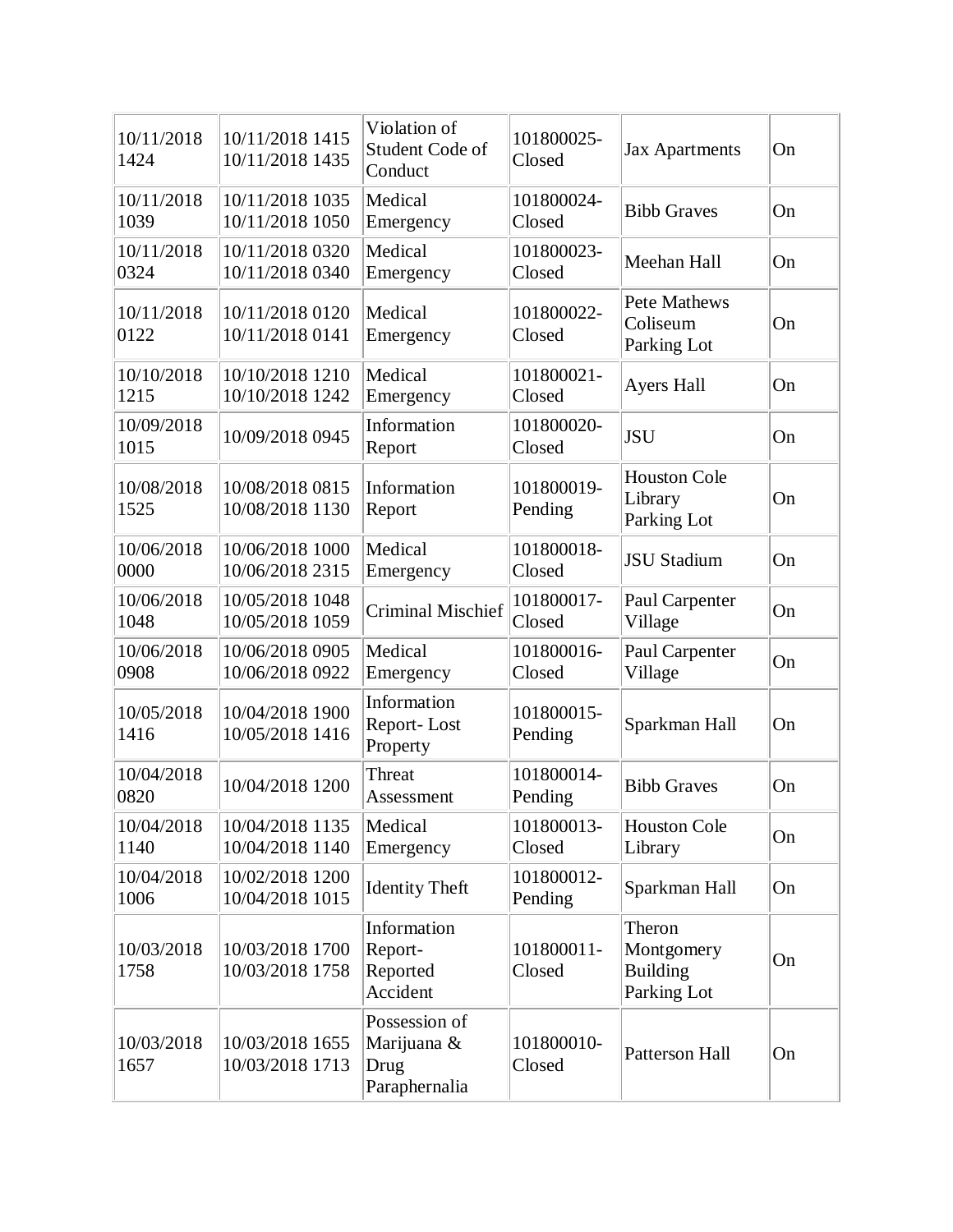| | | | | | |
|---|---|---|---|---|---|
| 10/11/2018 1424 | 10/11/2018 1415 10/11/2018 1435 | Violation of Student Code of Conduct | 101800025-Closed | Jax Apartments | On |
| 10/11/2018 1039 | 10/11/2018 1035 10/11/2018 1050 | Medical Emergency | 101800024-Closed | Bibb Graves | On |
| 10/11/2018 0324 | 10/11/2018 0320 10/11/2018 0340 | Medical Emergency | 101800023-Closed | Meehan Hall | On |
| 10/11/2018 0122 | 10/11/2018 0120 10/11/2018 0141 | Medical Emergency | 101800022-Closed | Pete Mathews Coliseum Parking Lot | On |
| 10/10/2018 1215 | 10/10/2018 1210 10/10/2018 1242 | Medical Emergency | 101800021-Closed | Ayers Hall | On |
| 10/09/2018 1015 | 10/09/2018 0945 | Information Report | 101800020-Closed | JSU | On |
| 10/08/2018 1525 | 10/08/2018 0815 10/08/2018 1130 | Information Report | 101800019-Pending | Houston Cole Library Parking Lot | On |
| 10/06/2018 0000 | 10/06/2018 1000 10/06/2018 2315 | Medical Emergency | 101800018-Closed | JSU Stadium | On |
| 10/06/2018 1048 | 10/05/2018 1048 10/05/2018 1059 | Criminal Mischief | 101800017-Closed | Paul Carpenter Village | On |
| 10/06/2018 0908 | 10/06/2018 0905 10/06/2018 0922 | Medical Emergency | 101800016-Closed | Paul Carpenter Village | On |
| 10/05/2018 1416 | 10/04/2018 1900 10/05/2018 1416 | Information Report- Lost Property | 101800015-Pending | Sparkman Hall | On |
| 10/04/2018 0820 | 10/04/2018 1200 | Threat Assessment | 101800014-Pending | Bibb Graves | On |
| 10/04/2018 1140 | 10/04/2018 1135 10/04/2018 1140 | Medical Emergency | 101800013-Closed | Houston Cole Library | On |
| 10/04/2018 1006 | 10/02/2018 1200 10/04/2018 1015 | Identity Theft | 101800012-Pending | Sparkman Hall | On |
| 10/03/2018 1758 | 10/03/2018 1700 10/03/2018 1758 | Information Report- Reported Accident | 101800011-Closed | Theron Montgomery Building Parking Lot | On |
| 10/03/2018 1657 | 10/03/2018 1655 10/03/2018 1713 | Possession of Marijuana & Drug Paraphernalia | 101800010-Closed | Patterson Hall | On |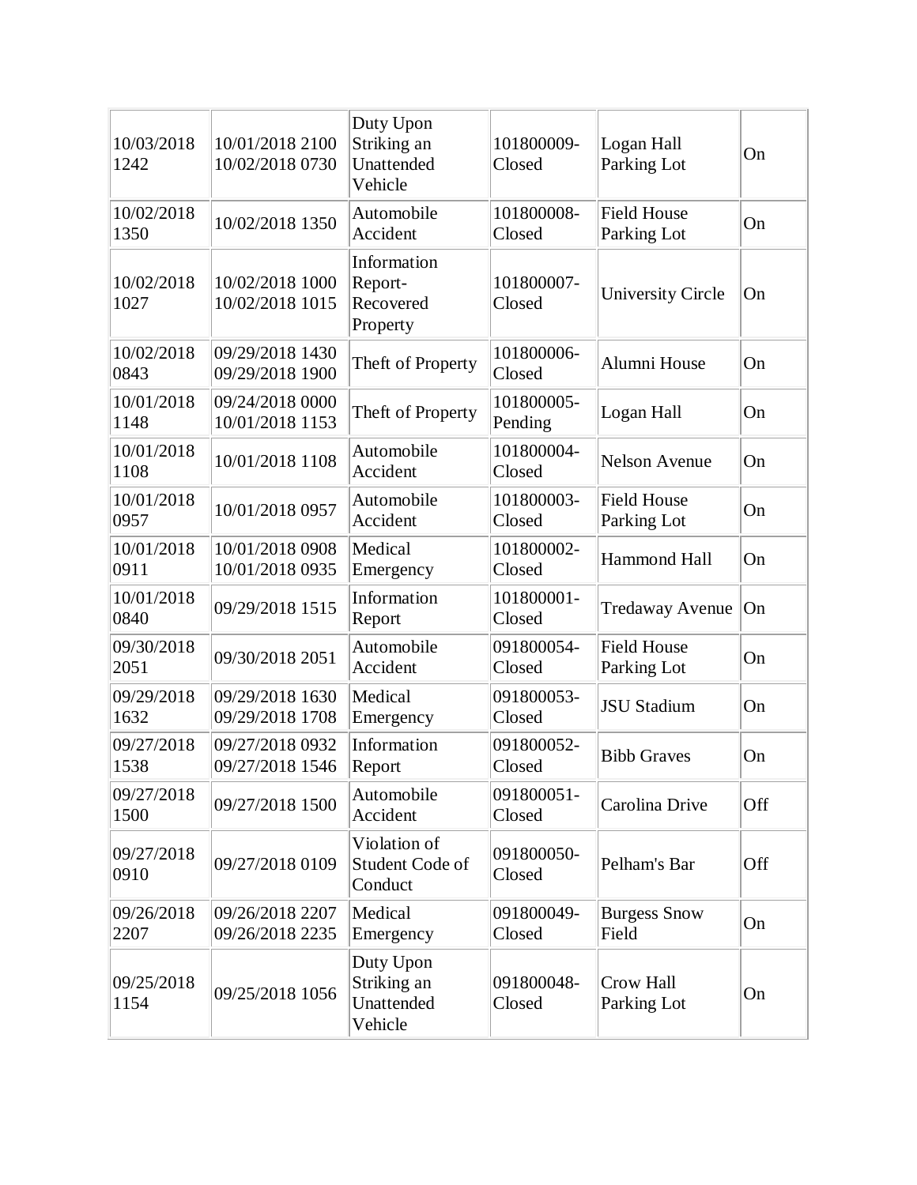| | | | | | |
|---|---|---|---|---|---|
| 10/03/2018 1242 | 10/01/2018 2100 10/02/2018 0730 | Duty Upon Striking an Unattended Vehicle | 101800009-Closed | Logan Hall Parking Lot | On |
| 10/02/2018 1350 | 10/02/2018 1350 | Automobile Accident | 101800008-Closed | Field House Parking Lot | On |
| 10/02/2018 1027 | 10/02/2018 1000 10/02/2018 1015 | Information Report-Recovered Property | 101800007-Closed | University Circle | On |
| 10/02/2018 0843 | 09/29/2018 1430 09/29/2018 1900 | Theft of Property | 101800006-Closed | Alumni House | On |
| 10/01/2018 1148 | 09/24/2018 0000 10/01/2018 1153 | Theft of Property | 101800005-Pending | Logan Hall | On |
| 10/01/2018 1108 | 10/01/2018 1108 | Automobile Accident | 101800004-Closed | Nelson Avenue | On |
| 10/01/2018 0957 | 10/01/2018 0957 | Automobile Accident | 101800003-Closed | Field House Parking Lot | On |
| 10/01/2018 0911 | 10/01/2018 0908 10/01/2018 0935 | Medical Emergency | 101800002-Closed | Hammond Hall | On |
| 10/01/2018 0840 | 09/29/2018 1515 | Information Report | 101800001-Closed | Tredaway Avenue | On |
| 09/30/2018 2051 | 09/30/2018 2051 | Automobile Accident | 091800054-Closed | Field House Parking Lot | On |
| 09/29/2018 1632 | 09/29/2018 1630 09/29/2018 1708 | Medical Emergency | 091800053-Closed | JSU Stadium | On |
| 09/27/2018 1538 | 09/27/2018 0932 09/27/2018 1546 | Information Report | 091800052-Closed | Bibb Graves | On |
| 09/27/2018 1500 | 09/27/2018 1500 | Automobile Accident | 091800051-Closed | Carolina Drive | Off |
| 09/27/2018 0910 | 09/27/2018 0109 | Violation of Student Code of Conduct | 091800050-Closed | Pelham's Bar | Off |
| 09/26/2018 2207 | 09/26/2018 2207 09/26/2018 2235 | Medical Emergency | 091800049-Closed | Burgess Snow Field | On |
| 09/25/2018 1154 | 09/25/2018 1056 | Duty Upon Striking an Unattended Vehicle | 091800048-Closed | Crow Hall Parking Lot | On |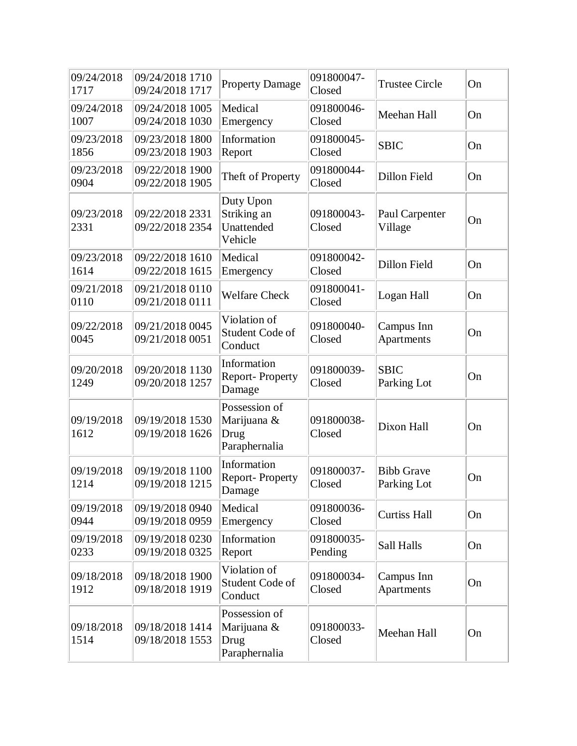| | | | | | |
|---|---|---|---|---|---|
| 09/24/2018 1717 | 09/24/2018 1710 09/24/2018 1717 | Property Damage | 091800047-Closed | Trustee Circle | On |
| 09/24/2018 1007 | 09/24/2018 1005 09/24/2018 1030 | Medical Emergency | 091800046-Closed | Meehan Hall | On |
| 09/23/2018 1856 | 09/23/2018 1800 09/23/2018 1903 | Information Report | 091800045-Closed | SBIC | On |
| 09/23/2018 0904 | 09/22/2018 1900 09/22/2018 1905 | Theft of Property | 091800044-Closed | Dillon Field | On |
| 09/23/2018 2331 | 09/22/2018 2331 09/22/2018 2354 | Duty Upon Striking an Unattended Vehicle | 091800043-Closed | Paul Carpenter Village | On |
| 09/23/2018 1614 | 09/22/2018 1610 09/22/2018 1615 | Medical Emergency | 091800042-Closed | Dillon Field | On |
| 09/21/2018 0110 | 09/21/2018 0110 09/21/2018 0111 | Welfare Check | 091800041-Closed | Logan Hall | On |
| 09/22/2018 0045 | 09/21/2018 0045 09/21/2018 0051 | Violation of Student Code of Conduct | 091800040-Closed | Campus Inn Apartments | On |
| 09/20/2018 1249 | 09/20/2018 1130 09/20/2018 1257 | Information Report- Property Damage | 091800039-Closed | SBIC Parking Lot | On |
| 09/19/2018 1612 | 09/19/2018 1530 09/19/2018 1626 | Possession of Marijuana & Drug Paraphernalia | 091800038-Closed | Dixon Hall | On |
| 09/19/2018 1214 | 09/19/2018 1100 09/19/2018 1215 | Information Report- Property Damage | 091800037-Closed | Bibb Grave Parking Lot | On |
| 09/19/2018 0944 | 09/19/2018 0940 09/19/2018 0959 | Medical Emergency | 091800036-Closed | Curtiss Hall | On |
| 09/19/2018 0233 | 09/19/2018 0230 09/19/2018 0325 | Information Report | 091800035-Pending | Sall Halls | On |
| 09/18/2018 1912 | 09/18/2018 1900 09/18/2018 1919 | Violation of Student Code of Conduct | 091800034-Closed | Campus Inn Apartments | On |
| 09/18/2018 1514 | 09/18/2018 1414 09/18/2018 1553 | Possession of Marijuana & Drug Paraphernalia | 091800033-Closed | Meehan Hall | On |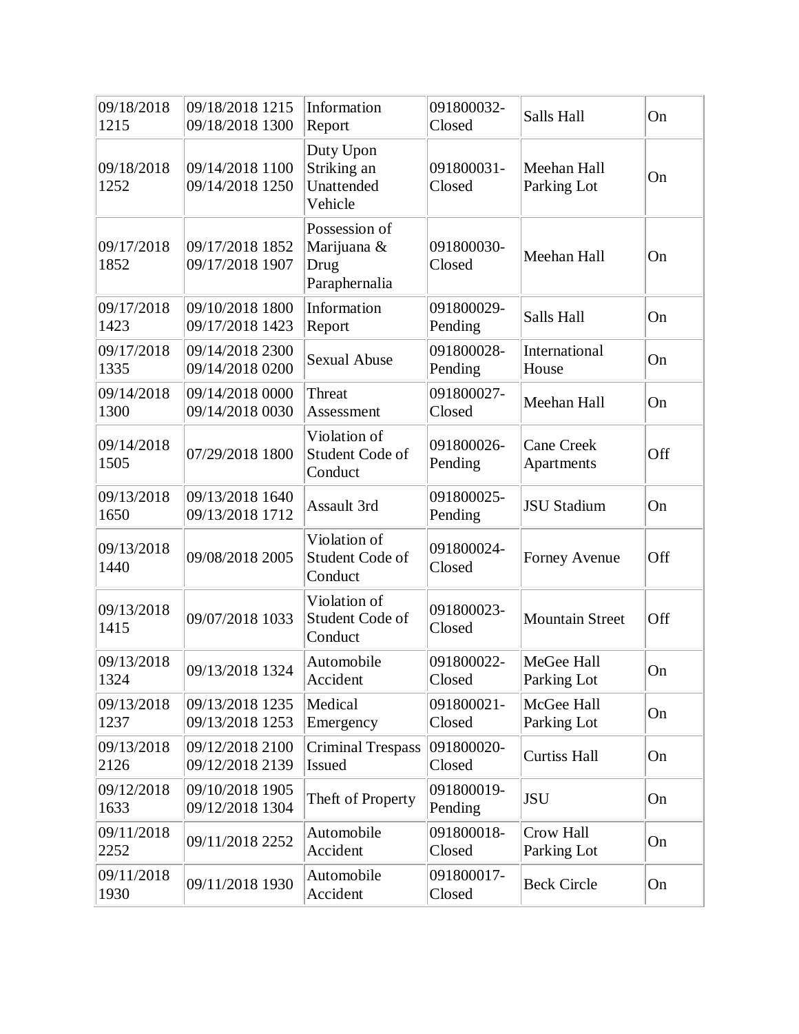| | | | | | |
|---|---|---|---|---|---|
| 09/18/2018 1215 | 09/18/2018 1215 09/18/2018 1300 | Information Report | 091800032-Closed | Salls Hall | On |
| 09/18/2018 1252 | 09/14/2018 1100 09/14/2018 1250 | Duty Upon Striking an Unattended Vehicle | 091800031-Closed | Meehan Hall Parking Lot | On |
| 09/17/2018 1852 | 09/17/2018 1852 09/17/2018 1907 | Possession of Marijuana & Drug Paraphernalia | 091800030-Closed | Meehan Hall | On |
| 09/17/2018 1423 | 09/10/2018 1800 09/17/2018 1423 | Information Report | 091800029-Pending | Salls Hall | On |
| 09/17/2018 1335 | 09/14/2018 2300 09/14/2018 0200 | Sexual Abuse | 091800028-Pending | International House | On |
| 09/14/2018 1300 | 09/14/2018 0000 09/14/2018 0030 | Threat Assessment | 091800027-Closed | Meehan Hall | On |
| 09/14/2018 1505 | 07/29/2018 1800 | Violation of Student Code of Conduct | 091800026-Pending | Cane Creek Apartments | Off |
| 09/13/2018 1650 | 09/13/2018 1640 09/13/2018 1712 | Assault 3rd | 091800025-Pending | JSU Stadium | On |
| 09/13/2018 1440 | 09/08/2018 2005 | Violation of Student Code of Conduct | 091800024-Closed | Forney Avenue | Off |
| 09/13/2018 1415 | 09/07/2018 1033 | Violation of Student Code of Conduct | 091800023-Closed | Mountain Street | Off |
| 09/13/2018 1324 | 09/13/2018 1324 | Automobile Accident | 091800022-Closed | MeGee Hall Parking Lot | On |
| 09/13/2018 1237 | 09/13/2018 1235 09/13/2018 1253 | Medical Emergency | 091800021-Closed | McGee Hall Parking Lot | On |
| 09/13/2018 2126 | 09/12/2018 2100 09/12/2018 2139 | Criminal Trespass Issued | 091800020-Closed | Curtiss Hall | On |
| 09/12/2018 1633 | 09/10/2018 1905 09/12/2018 1304 | Theft of Property | 091800019-Pending | JSU | On |
| 09/11/2018 2252 | 09/11/2018 2252 | Automobile Accident | 091800018-Closed | Crow Hall Parking Lot | On |
| 09/11/2018 1930 | 09/11/2018 1930 | Automobile Accident | 091800017-Closed | Beck Circle | On |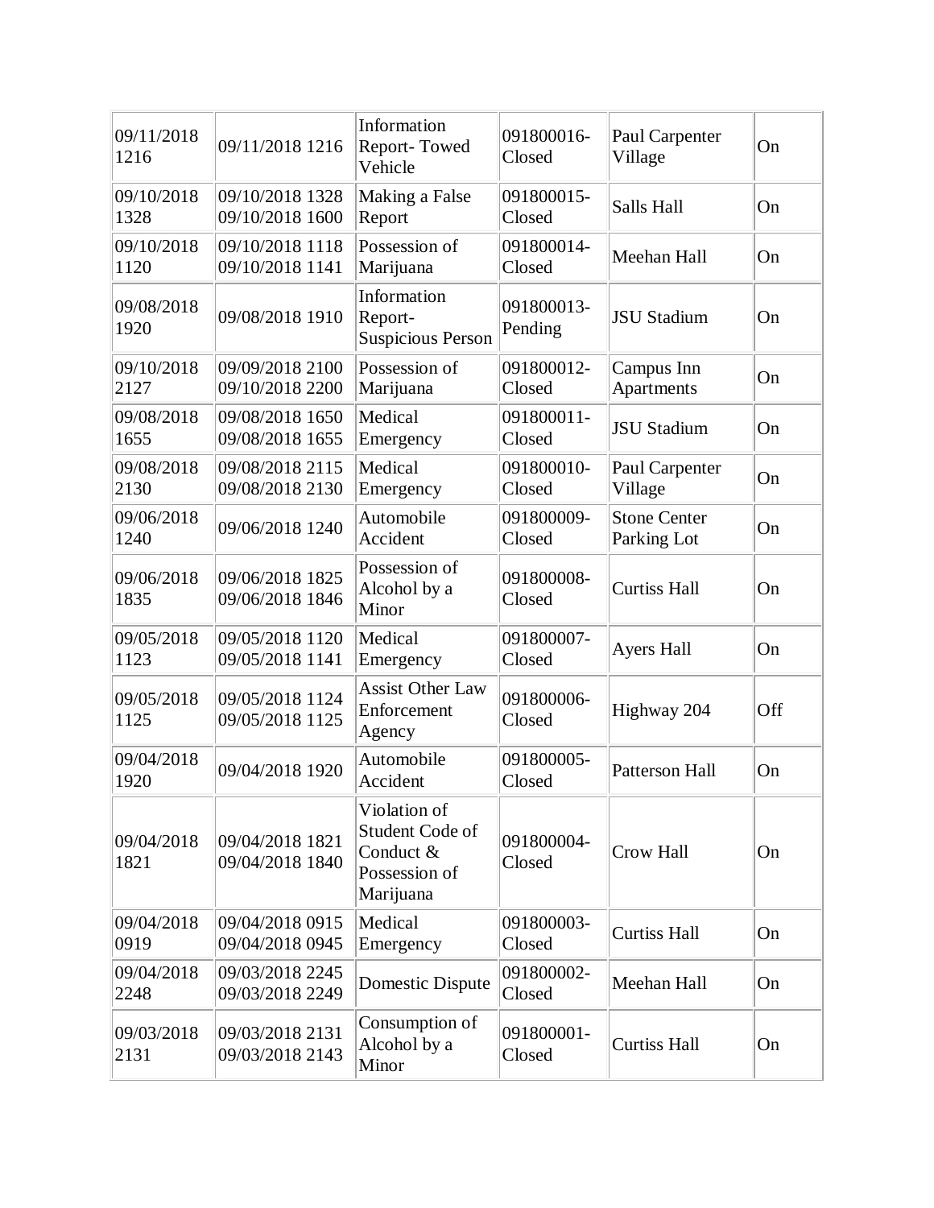| | | | | | |
|---|---|---|---|---|---|
| 09/11/2018 1216 | 09/11/2018 1216 | Information Report- Towed Vehicle | 091800016-Closed | Paul Carpenter Village | On |
| 09/10/2018 1328 | 09/10/2018 1328 09/10/2018 1600 | Making a False Report | 091800015-Closed | Salls Hall | On |
| 09/10/2018 1120 | 09/10/2018 1118 09/10/2018 1141 | Possession of Marijuana | 091800014-Closed | Meehan Hall | On |
| 09/08/2018 1920 | 09/08/2018 1910 | Information Report-Suspicious Person | 091800013-Pending | JSU Stadium | On |
| 09/10/2018 2127 | 09/09/2018 2100 09/10/2018 2200 | Possession of Marijuana | 091800012-Closed | Campus Inn Apartments | On |
| 09/08/2018 1655 | 09/08/2018 1650 09/08/2018 1655 | Medical Emergency | 091800011-Closed | JSU Stadium | On |
| 09/08/2018 2130 | 09/08/2018 2115 09/08/2018 2130 | Medical Emergency | 091800010-Closed | Paul Carpenter Village | On |
| 09/06/2018 1240 | 09/06/2018 1240 | Automobile Accident | 091800009-Closed | Stone Center Parking Lot | On |
| 09/06/2018 1835 | 09/06/2018 1825 09/06/2018 1846 | Possession of Alcohol by a Minor | 091800008-Closed | Curtiss Hall | On |
| 09/05/2018 1123 | 09/05/2018 1120 09/05/2018 1141 | Medical Emergency | 091800007-Closed | Ayers Hall | On |
| 09/05/2018 1125 | 09/05/2018 1124 09/05/2018 1125 | Assist Other Law Enforcement Agency | 091800006-Closed | Highway 204 | Off |
| 09/04/2018 1920 | 09/04/2018 1920 | Automobile Accident | 091800005-Closed | Patterson Hall | On |
| 09/04/2018 1821 | 09/04/2018 1821 09/04/2018 1840 | Violation of Student Code of Conduct & Possession of Marijuana | 091800004-Closed | Crow Hall | On |
| 09/04/2018 0919 | 09/04/2018 0915 09/04/2018 0945 | Medical Emergency | 091800003-Closed | Curtiss Hall | On |
| 09/04/2018 2248 | 09/03/2018 2245 09/03/2018 2249 | Domestic Dispute | 091800002-Closed | Meehan Hall | On |
| 09/03/2018 2131 | 09/03/2018 2131 09/03/2018 2143 | Consumption of Alcohol by a Minor | 091800001-Closed | Curtiss Hall | On |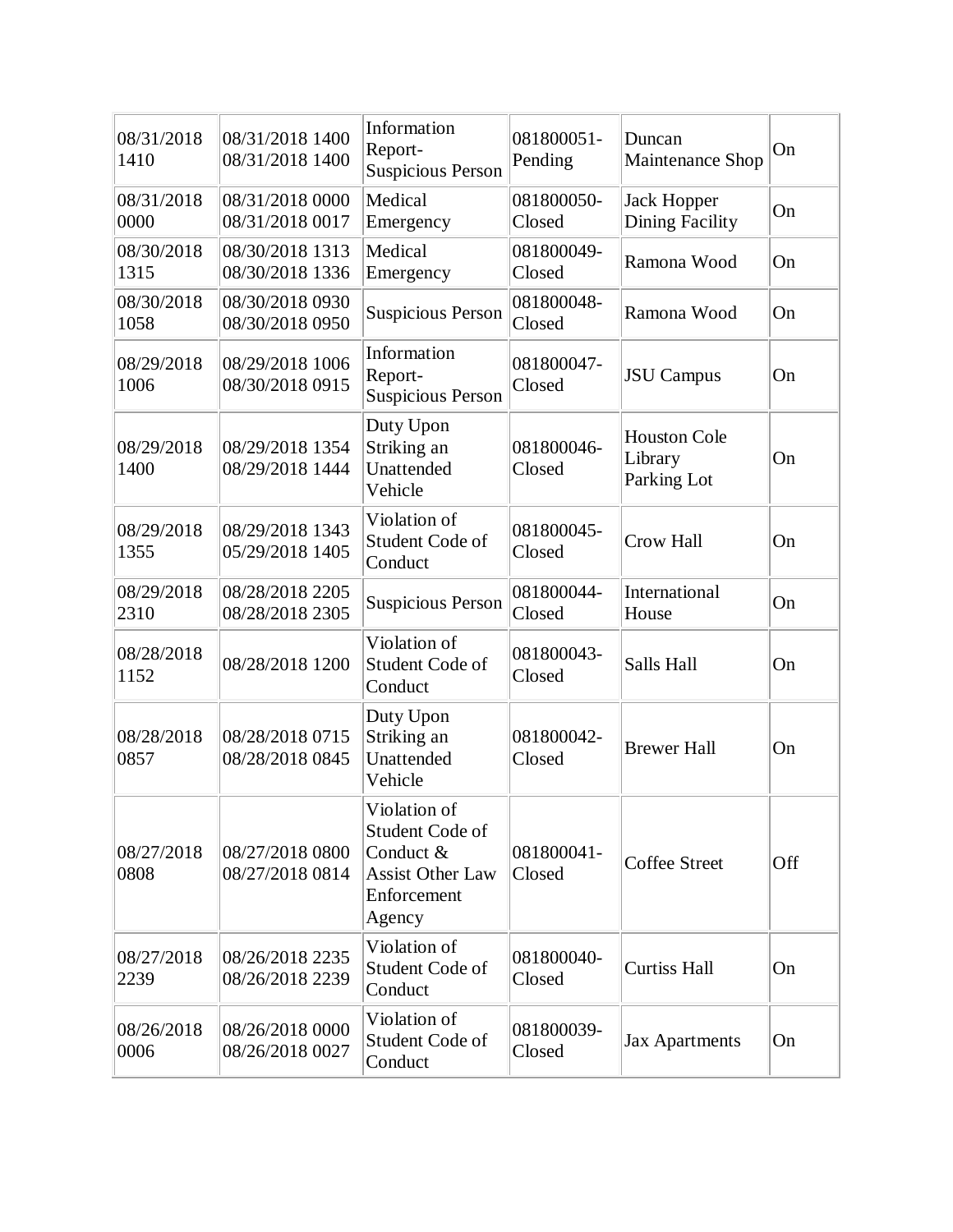| | | | | | |
|---|---|---|---|---|---|
| 08/31/2018 1410 | 08/31/2018 1400 08/31/2018 1400 | Information Report- Suspicious Person | 081800051- Pending | Duncan Maintenance Shop | On |
| 08/31/2018 0000 | 08/31/2018 0000 08/31/2018 0017 | Medical Emergency | 081800050- Closed | Jack Hopper Dining Facility | On |
| 08/30/2018 1315 | 08/30/2018 1313 08/30/2018 1336 | Medical Emergency | 081800049- Closed | Ramona Wood | On |
| 08/30/2018 1058 | 08/30/2018 0930 08/30/2018 0950 | Suspicious Person | 081800048- Closed | Ramona Wood | On |
| 08/29/2018 1006 | 08/29/2018 1006 08/30/2018 0915 | Information Report- Suspicious Person | 081800047- Closed | JSU Campus | On |
| 08/29/2018 1400 | 08/29/2018 1354 08/29/2018 1444 | Duty Upon Striking an Unattended Vehicle | 081800046- Closed | Houston Cole Library Parking Lot | On |
| 08/29/2018 1355 | 08/29/2018 1343 05/29/2018 1405 | Violation of Student Code of Conduct | 081800045- Closed | Crow Hall | On |
| 08/29/2018 2310 | 08/28/2018 2205 08/28/2018 2305 | Suspicious Person | 081800044- Closed | International House | On |
| 08/28/2018 1152 | 08/28/2018 1200 | Violation of Student Code of Conduct | 081800043- Closed | Salls Hall | On |
| 08/28/2018 0857 | 08/28/2018 0715 08/28/2018 0845 | Duty Upon Striking an Unattended Vehicle | 081800042- Closed | Brewer Hall | On |
| 08/27/2018 0808 | 08/27/2018 0800 08/27/2018 0814 | Violation of Student Code of Conduct & Assist Other Law Enforcement Agency | 081800041- Closed | Coffee Street | Off |
| 08/27/2018 2239 | 08/26/2018 2235 08/26/2018 2239 | Violation of Student Code of Conduct | 081800040- Closed | Curtiss Hall | On |
| 08/26/2018 0006 | 08/26/2018 0000 08/26/2018 0027 | Violation of Student Code of Conduct | 081800039- Closed | Jax Apartments | On |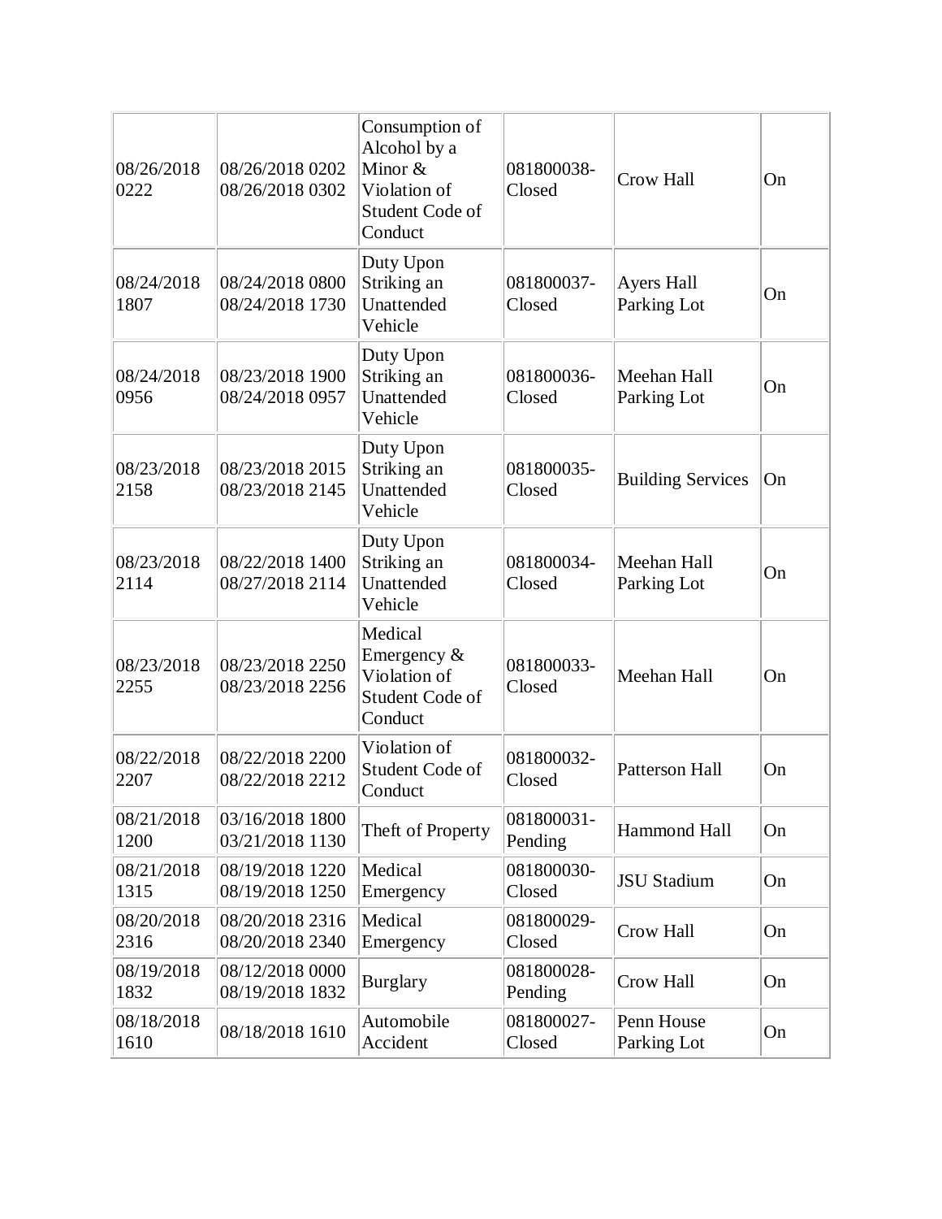| | | | | | |
|---|---|---|---|---|---|
| 08/26/2018 0222 | 08/26/2018 0202 08/26/2018 0302 | Consumption of Alcohol by a Minor & Violation of Student Code of Conduct | 081800038-Closed | Crow Hall | On |
| 08/24/2018 1807 | 08/24/2018 0800 08/24/2018 1730 | Duty Upon Striking an Unattended Vehicle | 081800037-Closed | Ayers Hall Parking Lot | On |
| 08/24/2018 0956 | 08/23/2018 1900 08/24/2018 0957 | Duty Upon Striking an Unattended Vehicle | 081800036-Closed | Meehan Hall Parking Lot | On |
| 08/23/2018 2158 | 08/23/2018 2015 08/23/2018 2145 | Duty Upon Striking an Unattended Vehicle | 081800035-Closed | Building Services | On |
| 08/23/2018 2114 | 08/22/2018 1400 08/27/2018 2114 | Duty Upon Striking an Unattended Vehicle | 081800034-Closed | Meehan Hall Parking Lot | On |
| 08/23/2018 2255 | 08/23/2018 2250 08/23/2018 2256 | Medical Emergency & Violation of Student Code of Conduct | 081800033-Closed | Meehan Hall | On |
| 08/22/2018 2207 | 08/22/2018 2200 08/22/2018 2212 | Violation of Student Code of Conduct | 081800032-Closed | Patterson Hall | On |
| 08/21/2018 1200 | 03/16/2018 1800 03/21/2018 1130 | Theft of Property | 081800031-Pending | Hammond Hall | On |
| 08/21/2018 1315 | 08/19/2018 1220 08/19/2018 1250 | Medical Emergency | 081800030-Closed | JSU Stadium | On |
| 08/20/2018 2316 | 08/20/2018 2316 08/20/2018 2340 | Medical Emergency | 081800029-Closed | Crow Hall | On |
| 08/19/2018 1832 | 08/12/2018 0000 08/19/2018 1832 | Burglary | 081800028-Pending | Crow Hall | On |
| 08/18/2018 1610 | 08/18/2018 1610 | Automobile Accident | 081800027-Closed | Penn House Parking Lot | On |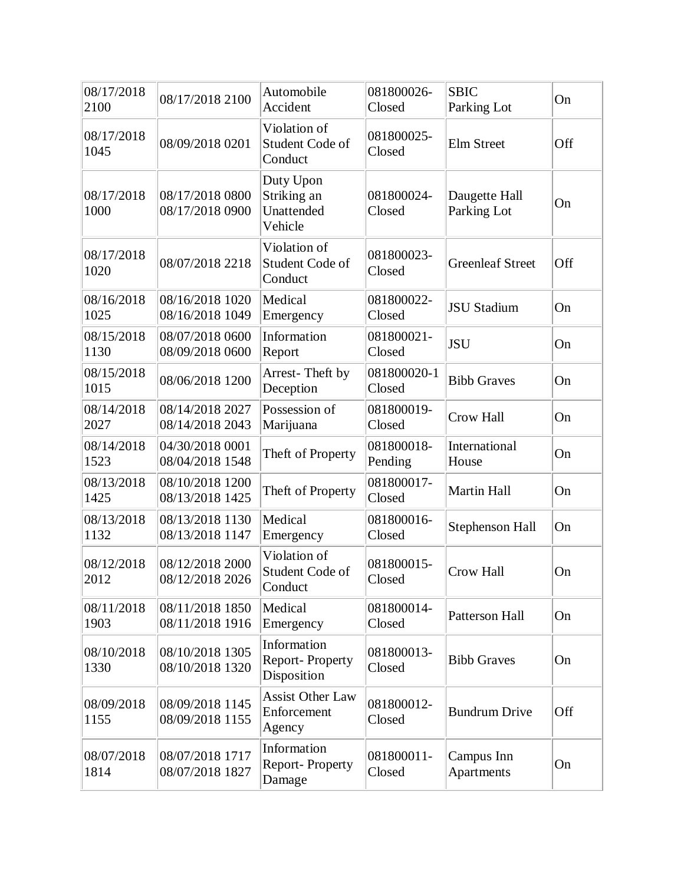| | | | | | |
|---|---|---|---|---|---|
| 08/17/2018 2100 | 08/17/2018 2100 | Automobile Accident | 081800026-Closed | SBIC Parking Lot | On |
| 08/17/2018 1045 | 08/09/2018 0201 | Violation of Student Code of Conduct | 081800025-Closed | Elm Street | Off |
| 08/17/2018 1000 | 08/17/2018 0800 08/17/2018 0900 | Duty Upon Striking an Unattended Vehicle | 081800024-Closed | Daugette Hall Parking Lot | On |
| 08/17/2018 1020 | 08/07/2018 2218 | Violation of Student Code of Conduct | 081800023-Closed | Greenleaf Street | Off |
| 08/16/2018 1025 | 08/16/2018 1020 08/16/2018 1049 | Medical Emergency | 081800022-Closed | JSU Stadium | On |
| 08/15/2018 1130 | 08/07/2018 0600 08/09/2018 0600 | Information Report | 081800021-Closed | JSU | On |
| 08/15/2018 1015 | 08/06/2018 1200 | Arrest- Theft by Deception | 081800020-1 Closed | Bibb Graves | On |
| 08/14/2018 2027 | 08/14/2018 2027 08/14/2018 2043 | Possession of Marijuana | 081800019-Closed | Crow Hall | On |
| 08/14/2018 1523 | 04/30/2018 0001 08/04/2018 1548 | Theft of Property | 081800018-Pending | International House | On |
| 08/13/2018 1425 | 08/10/2018 1200 08/13/2018 1425 | Theft of Property | 081800017-Closed | Martin Hall | On |
| 08/13/2018 1132 | 08/13/2018 1130 08/13/2018 1147 | Medical Emergency | 081800016-Closed | Stephenson Hall | On |
| 08/12/2018 2012 | 08/12/2018 2000 08/12/2018 2026 | Violation of Student Code of Conduct | 081800015-Closed | Crow Hall | On |
| 08/11/2018 1903 | 08/11/2018 1850 08/11/2018 1916 | Medical Emergency | 081800014-Closed | Patterson Hall | On |
| 08/10/2018 1330 | 08/10/2018 1305 08/10/2018 1320 | Information Report- Property Disposition | 081800013-Closed | Bibb Graves | On |
| 08/09/2018 1155 | 08/09/2018 1145 08/09/2018 1155 | Assist Other Law Enforcement Agency | 081800012-Closed | Bundrum Drive | Off |
| 08/07/2018 1814 | 08/07/2018 1717 08/07/2018 1827 | Information Report- Property Damage | 081800011-Closed | Campus Inn Apartments | On |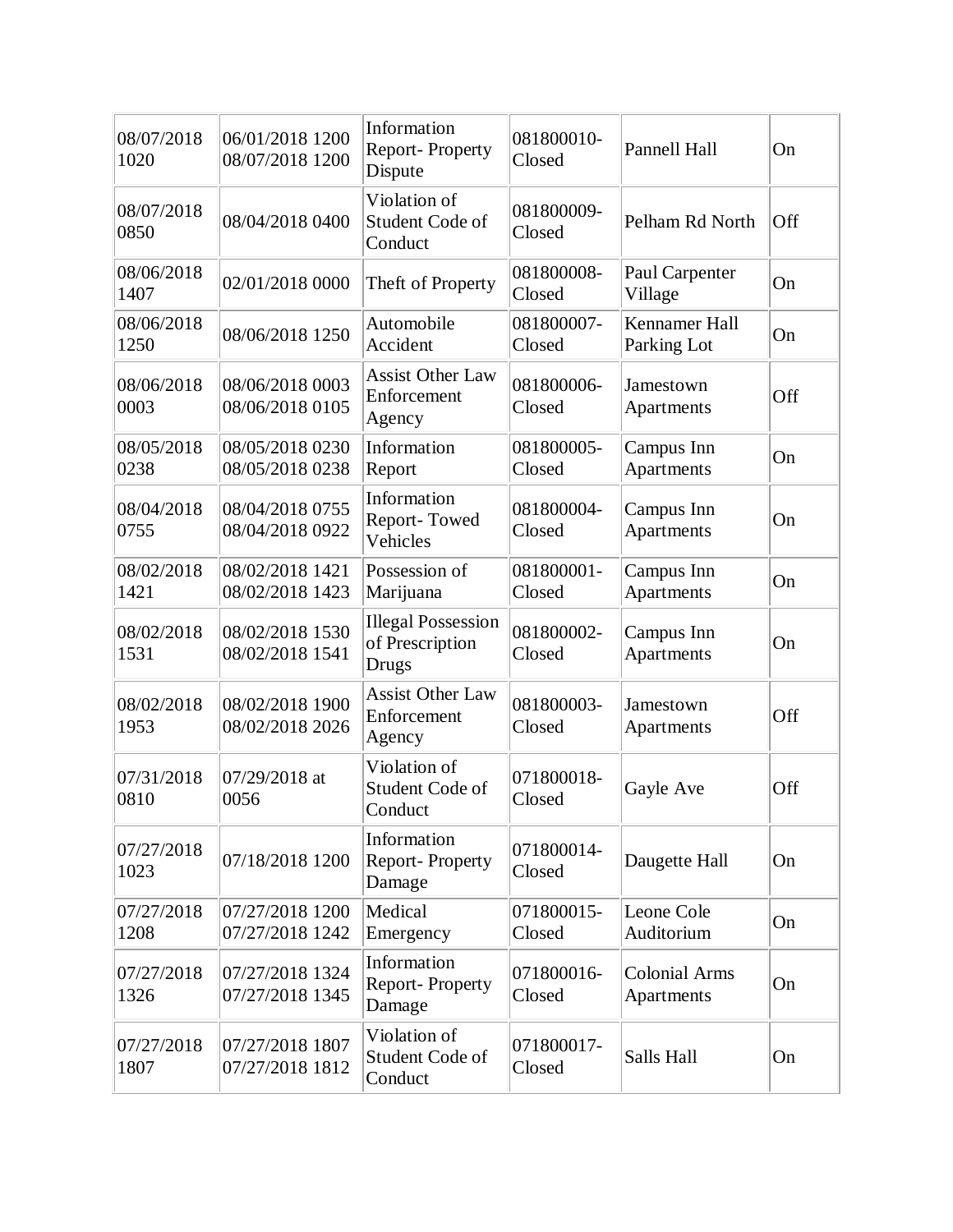| | | | | | |
|---|---|---|---|---|---|
| 08/07/2018 1020 | 06/01/2018 1200 08/07/2018 1200 | Information Report- Property Dispute | 081800010-Closed | Pannell Hall | On |
| 08/07/2018 0850 | 08/04/2018 0400 | Violation of Student Code of Conduct | 081800009-Closed | Pelham Rd North | Off |
| 08/06/2018 1407 | 02/01/2018 0000 | Theft of Property | 081800008-Closed | Paul Carpenter Village | On |
| 08/06/2018 1250 | 08/06/2018 1250 | Automobile Accident | 081800007-Closed | Kennamer Hall Parking Lot | On |
| 08/06/2018 0003 | 08/06/2018 0003 08/06/2018 0105 | Assist Other Law Enforcement Agency | 081800006-Closed | Jamestown Apartments | Off |
| 08/05/2018 0238 | 08/05/2018 0230 08/05/2018 0238 | Information Report | 081800005-Closed | Campus Inn Apartments | On |
| 08/04/2018 0755 | 08/04/2018 0755 08/04/2018 0922 | Information Report- Towed Vehicles | 081800004-Closed | Campus Inn Apartments | On |
| 08/02/2018 1421 | 08/02/2018 1421 08/02/2018 1423 | Possession of Marijuana | 081800001-Closed | Campus Inn Apartments | On |
| 08/02/2018 1531 | 08/02/2018 1530 08/02/2018 1541 | Illegal Possession of Prescription Drugs | 081800002-Closed | Campus Inn Apartments | On |
| 08/02/2018 1953 | 08/02/2018 1900 08/02/2018 2026 | Assist Other Law Enforcement Agency | 081800003-Closed | Jamestown Apartments | Off |
| 07/31/2018 0810 | 07/29/2018 at 0056 | Violation of Student Code of Conduct | 071800018-Closed | Gayle Ave | Off |
| 07/27/2018 1023 | 07/18/2018 1200 | Information Report- Property Damage | 071800014-Closed | Daugette Hall | On |
| 07/27/2018 1208 | 07/27/2018 1200 07/27/2018 1242 | Medical Emergency | 071800015-Closed | Leone Cole Auditorium | On |
| 07/27/2018 1326 | 07/27/2018 1324 07/27/2018 1345 | Information Report- Property Damage | 071800016-Closed | Colonial Arms Apartments | On |
| 07/27/2018 1807 | 07/27/2018 1807 07/27/2018 1812 | Violation of Student Code of Conduct | 071800017-Closed | Salls Hall | On |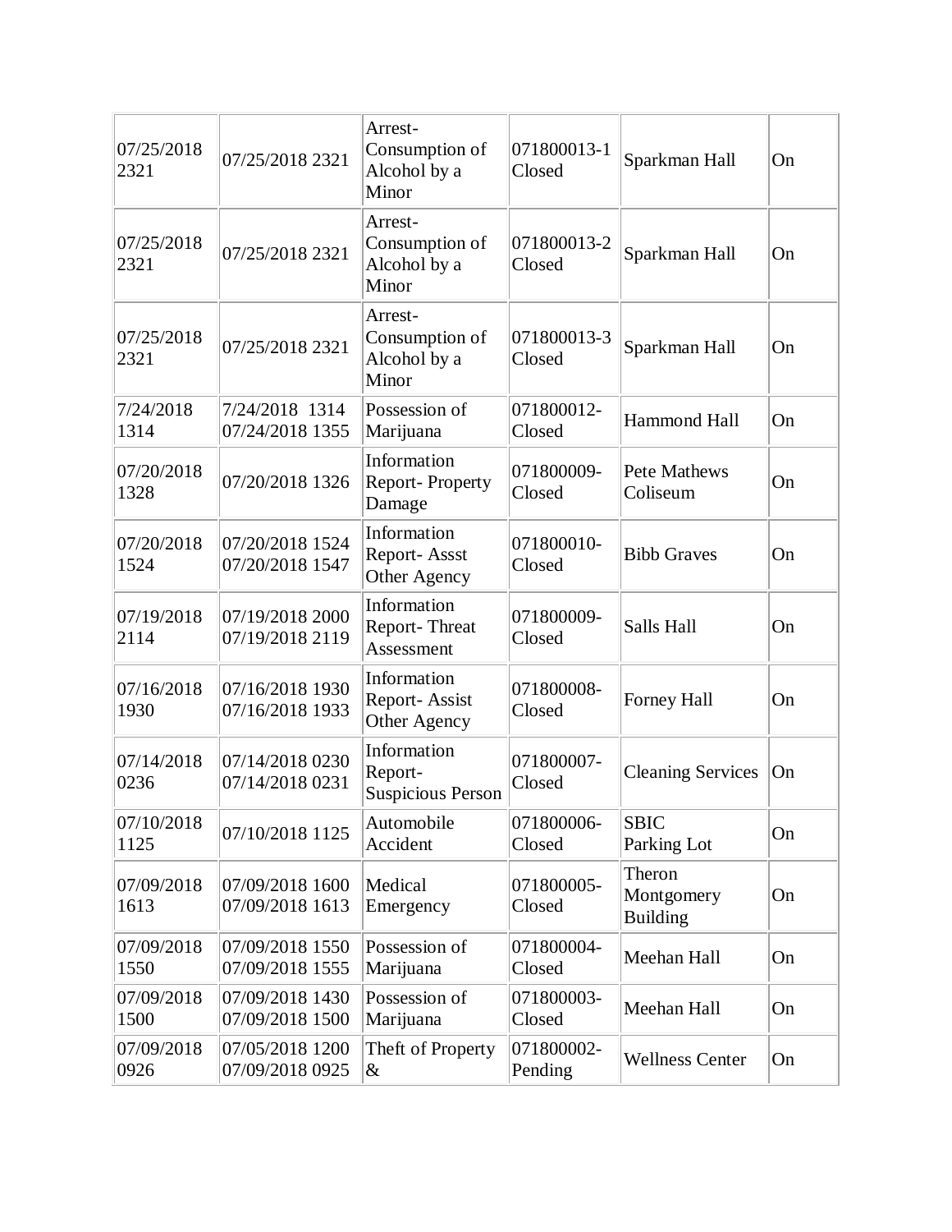| | | | | | |
|---|---|---|---|---|---|
| 07/25/2018 2321 | 07/25/2018 2321 | Arrest- Consumption of Alcohol by a Minor | 071800013-1 Closed | Sparkman Hall | On |
| 07/25/2018 2321 | 07/25/2018 2321 | Arrest- Consumption of Alcohol by a Minor | 071800013-2 Closed | Sparkman Hall | On |
| 07/25/2018 2321 | 07/25/2018 2321 | Arrest- Consumption of Alcohol by a Minor | 071800013-3 Closed | Sparkman Hall | On |
| 7/24/2018 1314 | 7/24/2018 1314 07/24/2018 1355 | Possession of Marijuana | 071800012- Closed | Hammond Hall | On |
| 07/20/2018 1328 | 07/20/2018 1326 | Information Report- Property Damage | 071800009- Closed | Pete Mathews Coliseum | On |
| 07/20/2018 1524 | 07/20/2018 1524 07/20/2018 1547 | Information Report- Assst Other Agency | 071800010- Closed | Bibb Graves | On |
| 07/19/2018 2114 | 07/19/2018 2000 07/19/2018 2119 | Information Report- Threat Assessment | 071800009- Closed | Salls Hall | On |
| 07/16/2018 1930 | 07/16/2018 1930 07/16/2018 1933 | Information Report- Assist Other Agency | 071800008- Closed | Forney Hall | On |
| 07/14/2018 0236 | 07/14/2018 0230 07/14/2018 0231 | Information Report- Suspicious Person | 071800007- Closed | Cleaning Services | On |
| 07/10/2018 1125 | 07/10/2018 1125 | Automobile Accident | 071800006- Closed | SBIC Parking Lot | On |
| 07/09/2018 1613 | 07/09/2018 1600 07/09/2018 1613 | Medical Emergency | 071800005- Closed | Theron Montgomery Building | On |
| 07/09/2018 1550 | 07/09/2018 1550 07/09/2018 1555 | Possession of Marijuana | 071800004- Closed | Meehan Hall | On |
| 07/09/2018 1500 | 07/09/2018 1430 07/09/2018 1500 | Possession of Marijuana | 071800003- Closed | Meehan Hall | On |
| 07/09/2018 0926 | 07/05/2018 1200 07/09/2018 0925 | Theft of Property & | 071800002- Pending | Wellness Center | On |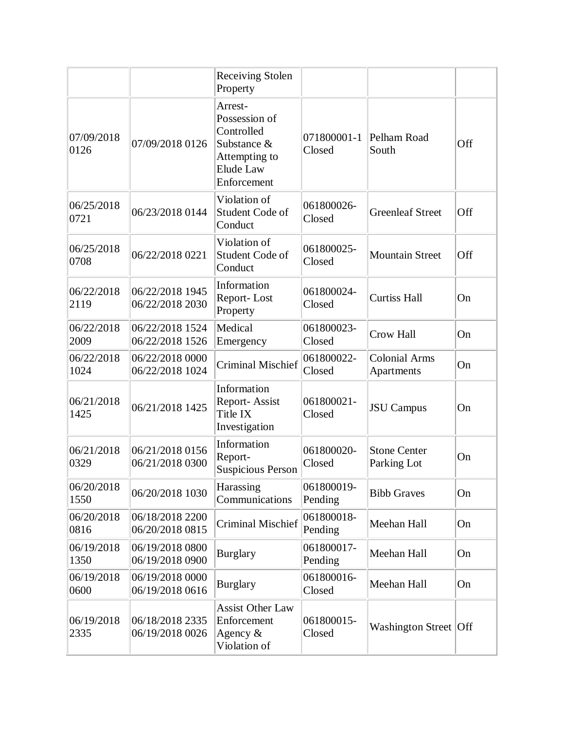|  |  |  |  |  |  |
|---|---|---|---|---|---|
|  |  | Receiving Stolen Property |  |  |  |
| 07/09/2018 0126 | 07/09/2018 0126 | Arrest- Possession of Controlled Substance & Attempting to Elude Law Enforcement | 071800001-1 Closed | Pelham Road South | Off |
| 06/25/2018 0721 | 06/23/2018 0144 | Violation of Student Code of Conduct | 061800026- Closed | Greenleaf Street | Off |
| 06/25/2018 0708 | 06/22/2018 0221 | Violation of Student Code of Conduct | 061800025- Closed | Mountain Street | Off |
| 06/22/2018 2119 | 06/22/2018 1945 06/22/2018 2030 | Information Report- Lost Property | 061800024- Closed | Curtiss Hall | On |
| 06/22/2018 2009 | 06/22/2018 1524 06/22/2018 1526 | Medical Emergency | 061800023- Closed | Crow Hall | On |
| 06/22/2018 1024 | 06/22/2018 0000 06/22/2018 1024 | Criminal Mischief | 061800022- Closed | Colonial Arms Apartments | On |
| 06/21/2018 1425 | 06/21/2018 1425 | Information Report- Assist Title IX Investigation | 061800021- Closed | JSU Campus | On |
| 06/21/2018 0329 | 06/21/2018 0156 06/21/2018 0300 | Information Report- Suspicious Person | 061800020- Closed | Stone Center Parking Lot | On |
| 06/20/2018 1550 | 06/20/2018 1030 | Harassing Communications | 061800019- Pending | Bibb Graves | On |
| 06/20/2018 0816 | 06/18/2018 2200 06/20/2018 0815 | Criminal Mischief | 061800018- Pending | Meehan Hall | On |
| 06/19/2018 1350 | 06/19/2018 0800 06/19/2018 0900 | Burglary | 061800017- Pending | Meehan Hall | On |
| 06/19/2018 0600 | 06/19/2018 0000 06/19/2018 0616 | Burglary | 061800016- Closed | Meehan Hall | On |
| 06/19/2018 2335 | 06/18/2018 2335 06/19/2018 0026 | Assist Other Law Enforcement Agency & Violation of | 061800015- Closed | Washington Street | Off |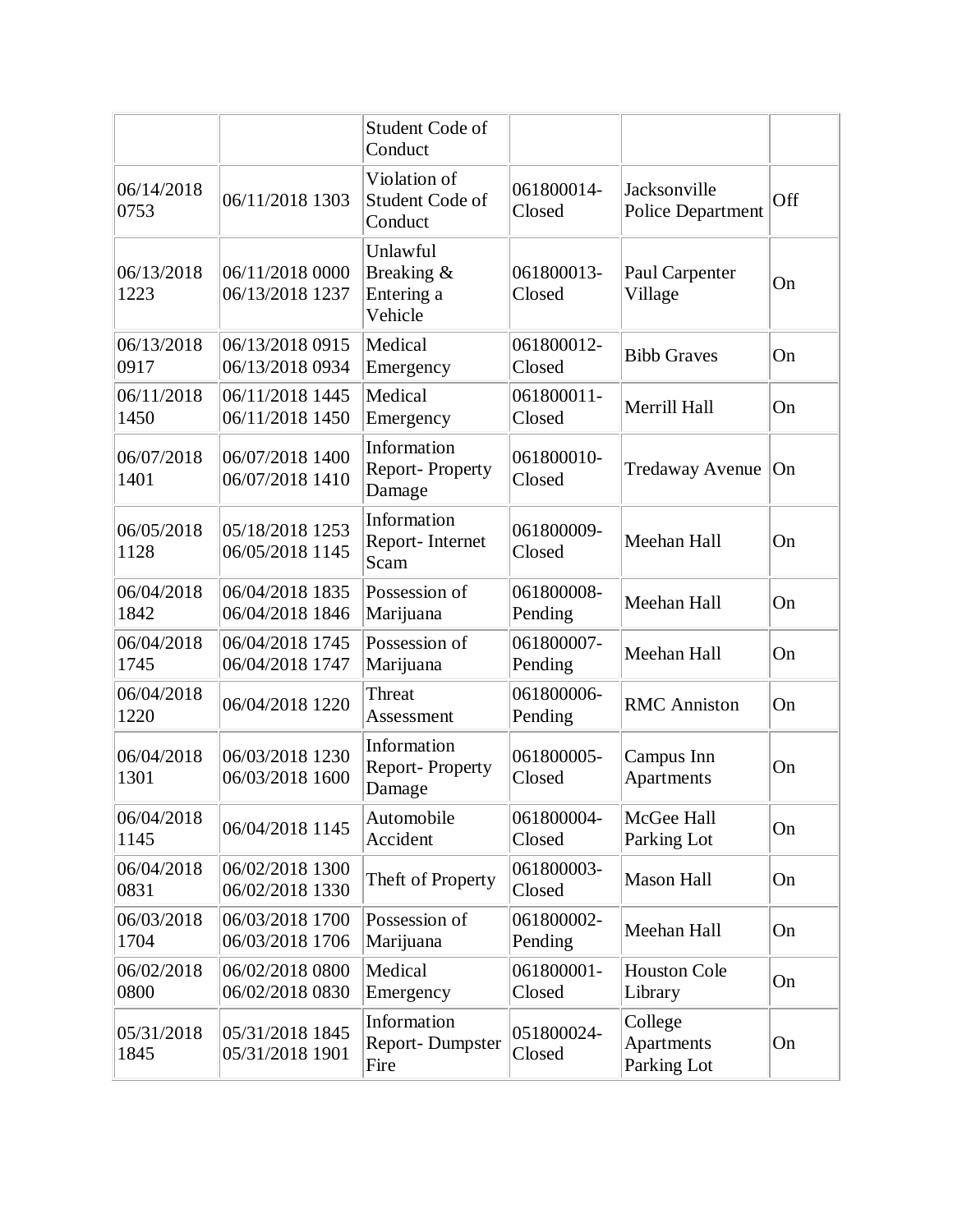| | | | | | |
|---|---|---|---|---|---|
| | | Student Code of Conduct | | | |
| 06/14/2018 0753 | 06/11/2018 1303 | Violation of Student Code of Conduct | 061800014-Closed | Jacksonville Police Department | Off |
| 06/13/2018 1223 | 06/11/2018 0000 06/13/2018 1237 | Unlawful Breaking & Entering a Vehicle | 061800013-Closed | Paul Carpenter Village | On |
| 06/13/2018 0917 | 06/13/2018 0915 06/13/2018 0934 | Medical Emergency | 061800012-Closed | Bibb Graves | On |
| 06/11/2018 1450 | 06/11/2018 1445 06/11/2018 1450 | Medical Emergency | 061800011-Closed | Merrill Hall | On |
| 06/07/2018 1401 | 06/07/2018 1400 06/07/2018 1410 | Information Report- Property Damage | 061800010-Closed | Tredaway Avenue | On |
| 06/05/2018 1128 | 05/18/2018 1253 06/05/2018 1145 | Information Report- Internet Scam | 061800009-Closed | Meehan Hall | On |
| 06/04/2018 1842 | 06/04/2018 1835 06/04/2018 1846 | Possession of Marijuana | 061800008-Pending | Meehan Hall | On |
| 06/04/2018 1745 | 06/04/2018 1745 06/04/2018 1747 | Possession of Marijuana | 061800007-Pending | Meehan Hall | On |
| 06/04/2018 1220 | 06/04/2018 1220 | Threat Assessment | 061800006-Pending | RMC Anniston | On |
| 06/04/2018 1301 | 06/03/2018 1230 06/03/2018 1600 | Information Report- Property Damage | 061800005-Closed | Campus Inn Apartments | On |
| 06/04/2018 1145 | 06/04/2018 1145 | Automobile Accident | 061800004-Closed | McGee Hall Parking Lot | On |
| 06/04/2018 0831 | 06/02/2018 1300 06/02/2018 1330 | Theft of Property | 061800003-Closed | Mason Hall | On |
| 06/03/2018 1704 | 06/03/2018 1700 06/03/2018 1706 | Possession of Marijuana | 061800002-Pending | Meehan Hall | On |
| 06/02/2018 0800 | 06/02/2018 0800 06/02/2018 0830 | Medical Emergency | 061800001-Closed | Houston Cole Library | On |
| 05/31/2018 1845 | 05/31/2018 1845 05/31/2018 1901 | Information Report- Dumpster Fire | 051800024-Closed | College Apartments Parking Lot | On |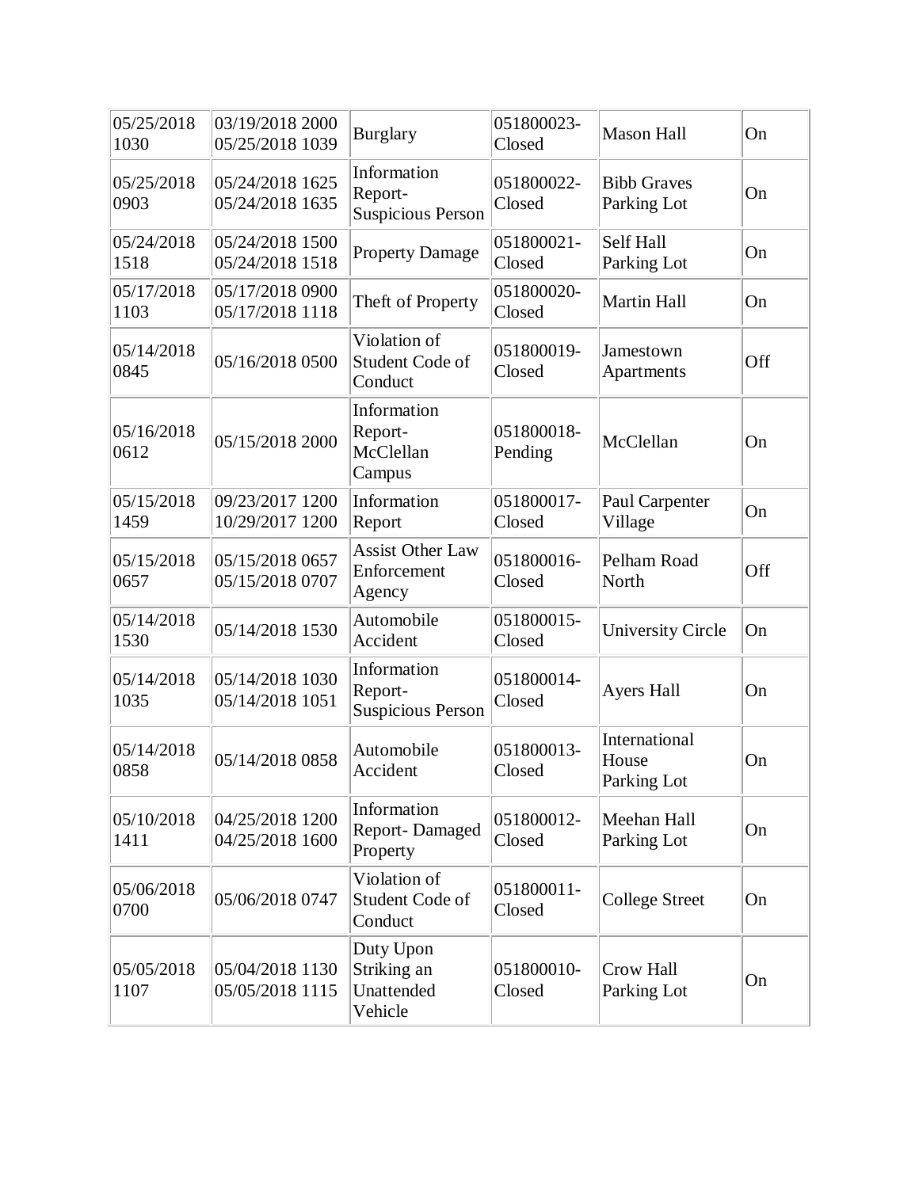| | | | | | |
|---|---|---|---|---|---|
| 05/25/2018 1030 | 03/19/2018 2000 05/25/2018 1039 | Burglary | 051800023-Closed | Mason Hall | On |
| 05/25/2018 0903 | 05/24/2018 1625 05/24/2018 1635 | Information Report-Suspicious Person | 051800022-Closed | Bibb Graves Parking Lot | On |
| 05/24/2018 1518 | 05/24/2018 1500 05/24/2018 1518 | Property Damage | 051800021-Closed | Self Hall Parking Lot | On |
| 05/17/2018 1103 | 05/17/2018 0900 05/17/2018 1118 | Theft of Property | 051800020-Closed | Martin Hall | On |
| 05/14/2018 0845 | 05/16/2018 0500 | Violation of Student Code of Conduct | 051800019-Closed | Jamestown Apartments | Off |
| 05/16/2018 0612 | 05/15/2018 2000 | Information Report-McClellan Campus | 051800018-Pending | McClellan | On |
| 05/15/2018 1459 | 09/23/2017 1200 10/29/2017 1200 | Information Report | 051800017-Closed | Paul Carpenter Village | On |
| 05/15/2018 0657 | 05/15/2018 0657 05/15/2018 0707 | Assist Other Law Enforcement Agency | 051800016-Closed | Pelham Road North | Off |
| 05/14/2018 1530 | 05/14/2018 1530 | Automobile Accident | 051800015-Closed | University Circle | On |
| 05/14/2018 1035 | 05/14/2018 1030 05/14/2018 1051 | Information Report-Suspicious Person | 051800014-Closed | Ayers Hall | On |
| 05/14/2018 0858 | 05/14/2018 0858 | Automobile Accident | 051800013-Closed | International House Parking Lot | On |
| 05/10/2018 1411 | 04/25/2018 1200 04/25/2018 1600 | Information Report- Damaged Property | 051800012-Closed | Meehan Hall Parking Lot | On |
| 05/06/2018 0700 | 05/06/2018 0747 | Violation of Student Code of Conduct | 051800011-Closed | College Street | On |
| 05/05/2018 1107 | 05/04/2018 1130 05/05/2018 1115 | Duty Upon Striking an Unattended Vehicle | 051800010-Closed | Crow Hall Parking Lot | On |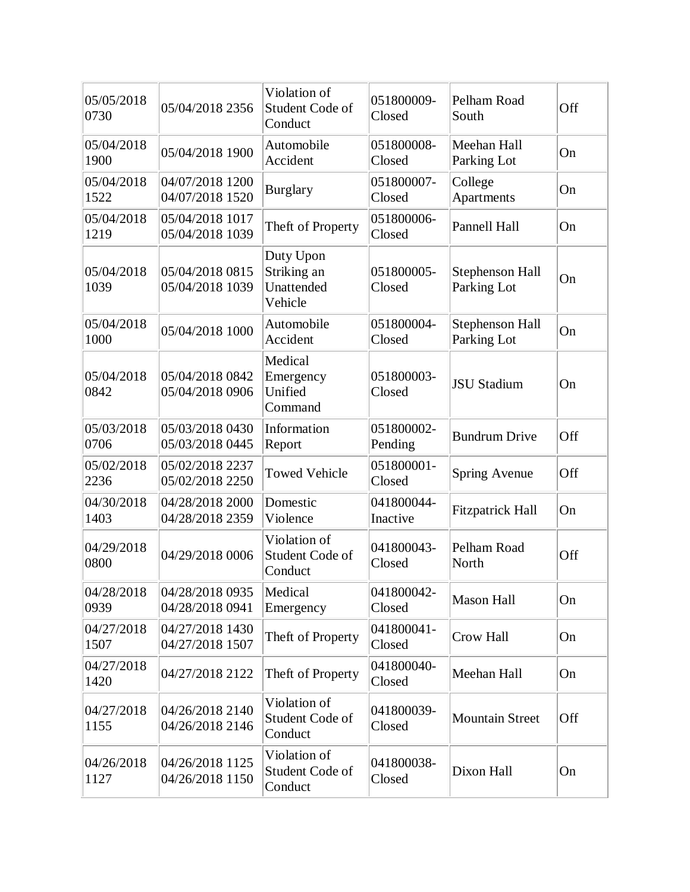| | | | | | |
|---|---|---|---|---|---|
| 05/05/2018 0730 | 05/04/2018 2356 | Violation of Student Code of Conduct | 051800009-Closed | Pelham Road South | Off |
| 05/04/2018 1900 | 05/04/2018 1900 | Automobile Accident | 051800008-Closed | Meehan Hall Parking Lot | On |
| 05/04/2018 1522 | 04/07/2018 1200 04/07/2018 1520 | Burglary | 051800007-Closed | College Apartments | On |
| 05/04/2018 1219 | 05/04/2018 1017 05/04/2018 1039 | Theft of Property | 051800006-Closed | Pannell Hall | On |
| 05/04/2018 1039 | 05/04/2018 0815 05/04/2018 1039 | Duty Upon Striking an Unattended Vehicle | 051800005-Closed | Stephenson Hall Parking Lot | On |
| 05/04/2018 1000 | 05/04/2018 1000 | Automobile Accident | 051800004-Closed | Stephenson Hall Parking Lot | On |
| 05/04/2018 0842 | 05/04/2018 0842 05/04/2018 0906 | Medical Emergency Unified Command | 051800003-Closed | JSU Stadium | On |
| 05/03/2018 0706 | 05/03/2018 0430 05/03/2018 0445 | Information Report | 051800002-Pending | Bundrum Drive | Off |
| 05/02/2018 2236 | 05/02/2018 2237 05/02/2018 2250 | Towed Vehicle | 051800001-Closed | Spring Avenue | Off |
| 04/30/2018 1403 | 04/28/2018 2000 04/28/2018 2359 | Domestic Violence | 041800044-Inactive | Fitzpatrick Hall | On |
| 04/29/2018 0800 | 04/29/2018 0006 | Violation of Student Code of Conduct | 041800043-Closed | Pelham Road North | Off |
| 04/28/2018 0939 | 04/28/2018 0935 04/28/2018 0941 | Medical Emergency | 041800042-Closed | Mason Hall | On |
| 04/27/2018 1507 | 04/27/2018 1430 04/27/2018 1507 | Theft of Property | 041800041-Closed | Crow Hall | On |
| 04/27/2018 1420 | 04/27/2018 2122 | Theft of Property | 041800040-Closed | Meehan Hall | On |
| 04/27/2018 1155 | 04/26/2018 2140 04/26/2018 2146 | Violation of Student Code of Conduct | 041800039-Closed | Mountain Street | Off |
| 04/26/2018 1127 | 04/26/2018 1125 04/26/2018 1150 | Violation of Student Code of Conduct | 041800038-Closed | Dixon Hall | On |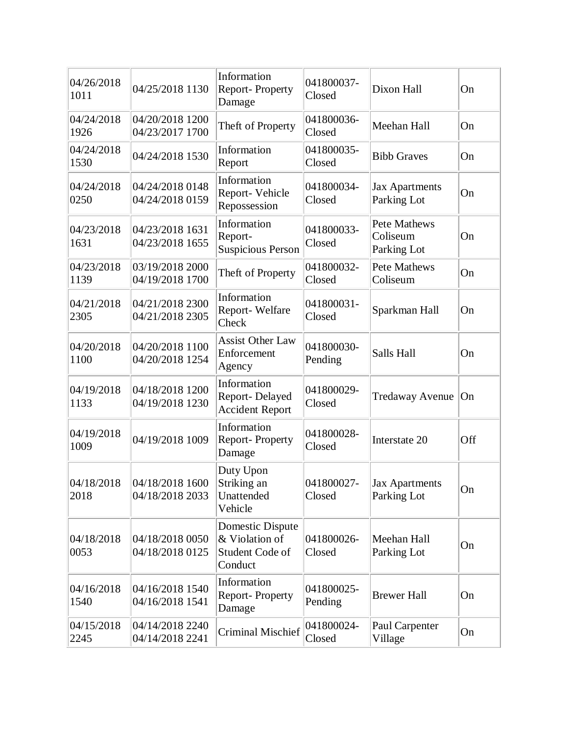| | | | | | |
|---|---|---|---|---|---|
| 04/26/2018 1011 | 04/25/2018 1130 | Information Report- Property Damage | 041800037- Closed | Dixon Hall | On |
| 04/24/2018 1926 | 04/20/2018 1200 04/23/2017 1700 | Theft of Property | 041800036- Closed | Meehan Hall | On |
| 04/24/2018 1530 | 04/24/2018 1530 | Information Report | 041800035- Closed | Bibb Graves | On |
| 04/24/2018 0250 | 04/24/2018 0148 04/24/2018 0159 | Information Report- Vehicle Repossession | 041800034- Closed | Jax Apartments Parking Lot | On |
| 04/23/2018 1631 | 04/23/2018 1631 04/23/2018 1655 | Information Report- Suspicious Person | 041800033- Closed | Pete Mathews Coliseum Parking Lot | On |
| 04/23/2018 1139 | 03/19/2018 2000 04/19/2018 1700 | Theft of Property | 041800032- Closed | Pete Mathews Coliseum | On |
| 04/21/2018 2305 | 04/21/2018 2300 04/21/2018 2305 | Information Report- Welfare Check | 041800031- Closed | Sparkman Hall | On |
| 04/20/2018 1100 | 04/20/2018 1100 04/20/2018 1254 | Assist Other Law Enforcement Agency | 041800030- Pending | Salls Hall | On |
| 04/19/2018 1133 | 04/18/2018 1200 04/19/2018 1230 | Information Report- Delayed Accident Report | 041800029- Closed | Tredaway Avenue | On |
| 04/19/2018 1009 | 04/19/2018 1009 | Information Report- Property Damage | 041800028- Closed | Interstate 20 | Off |
| 04/18/2018 2018 | 04/18/2018 1600 04/18/2018 2033 | Duty Upon Striking an Unattended Vehicle | 041800027- Closed | Jax Apartments Parking Lot | On |
| 04/18/2018 0053 | 04/18/2018 0050 04/18/2018 0125 | Domestic Dispute & Violation of Student Code of Conduct | 041800026- Closed | Meehan Hall Parking Lot | On |
| 04/16/2018 1540 | 04/16/2018 1540 04/16/2018 1541 | Information Report- Property Damage | 041800025- Pending | Brewer Hall | On |
| 04/15/2018 2245 | 04/14/2018 2240 04/14/2018 2241 | Criminal Mischief | 041800024- Closed | Paul Carpenter Village | On |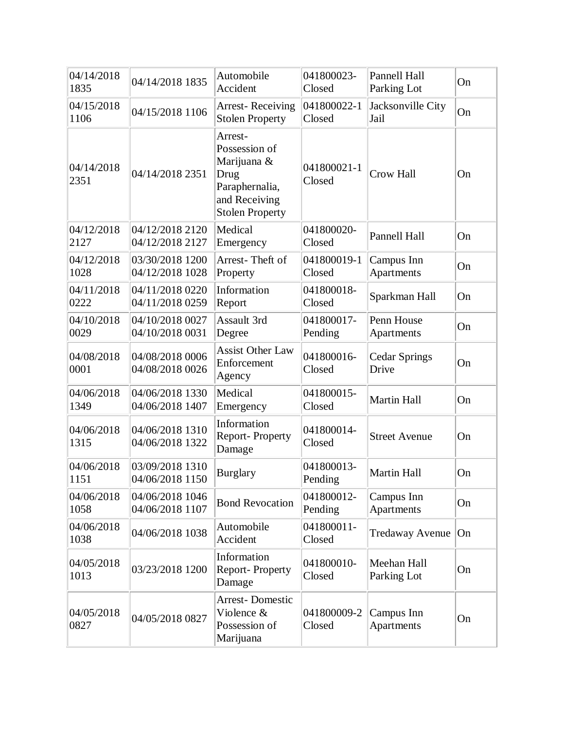| | | | | | |
|---|---|---|---|---|---|
| 04/14/2018 1835 | 04/14/2018 1835 | Automobile Accident | 041800023-Closed | Pannell Hall Parking Lot | On |
| 04/15/2018 1106 | 04/15/2018 1106 | Arrest- Receiving Stolen Property | 041800022-1 Closed | Jacksonville City Jail | On |
| 04/14/2018 2351 | 04/14/2018 2351 | Arrest- Possession of Marijuana & Drug Paraphernalia, and Receiving Stolen Property | 041800021-1 Closed | Crow Hall | On |
| 04/12/2018 2127 | 04/12/2018 2120 04/12/2018 2127 | Medical Emergency | 041800020-Closed | Pannell Hall | On |
| 04/12/2018 1028 | 03/30/2018 1200 04/12/2018 1028 | Arrest- Theft of Property | 041800019-1 Closed | Campus Inn Apartments | On |
| 04/11/2018 0222 | 04/11/2018 0220 04/11/2018 0259 | Information Report | 041800018-Closed | Sparkman Hall | On |
| 04/10/2018 0029 | 04/10/2018 0027 04/10/2018 0031 | Assault 3rd Degree | 041800017-Pending | Penn House Apartments | On |
| 04/08/2018 0001 | 04/08/2018 0006 04/08/2018 0026 | Assist Other Law Enforcement Agency | 041800016-Closed | Cedar Springs Drive | On |
| 04/06/2018 1349 | 04/06/2018 1330 04/06/2018 1407 | Medical Emergency | 041800015-Closed | Martin Hall | On |
| 04/06/2018 1315 | 04/06/2018 1310 04/06/2018 1322 | Information Report- Property Damage | 041800014-Closed | Street Avenue | On |
| 04/06/2018 1151 | 03/09/2018 1310 04/06/2018 1150 | Burglary | 041800013-Pending | Martin Hall | On |
| 04/06/2018 1058 | 04/06/2018 1046 04/06/2018 1107 | Bond Revocation | 041800012-Pending | Campus Inn Apartments | On |
| 04/06/2018 1038 | 04/06/2018 1038 | Automobile Accident | 041800011-Closed | Tredaway Avenue | On |
| 04/05/2018 1013 | 03/23/2018 1200 | Information Report- Property Damage | 041800010-Closed | Meehan Hall Parking Lot | On |
| 04/05/2018 0827 | 04/05/2018 0827 | Arrest- Domestic Violence & Possession of Marijuana | 041800009-2 Closed | Campus Inn Apartments | On |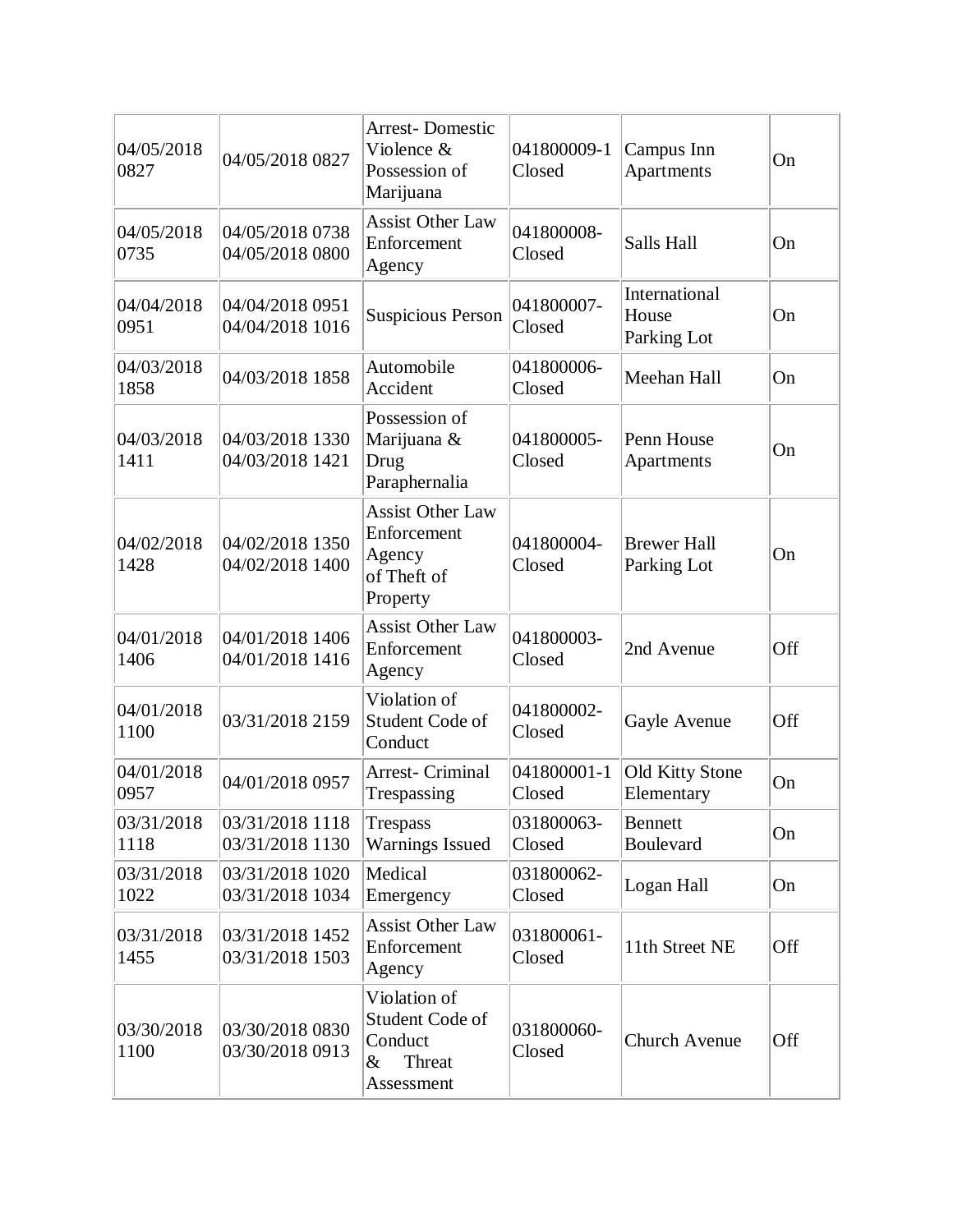| | | | | | |
|---|---|---|---|---|---|
| 04/05/2018 0827 | 04/05/2018 0827 | Arrest- Domestic Violence & Possession of Marijuana | 041800009-1 Closed | Campus Inn Apartments | On |
| 04/05/2018 0735 | 04/05/2018 0738 04/05/2018 0800 | Assist Other Law Enforcement Agency | 041800008- Closed | Salls Hall | On |
| 04/04/2018 0951 | 04/04/2018 0951 04/04/2018 1016 | Suspicious Person | 041800007- Closed | International House Parking Lot | On |
| 04/03/2018 1858 | 04/03/2018 1858 | Automobile Accident | 041800006- Closed | Meehan Hall | On |
| 04/03/2018 1411 | 04/03/2018 1330 04/03/2018 1421 | Possession of Marijuana & Drug Paraphernalia | 041800005- Closed | Penn House Apartments | On |
| 04/02/2018 1428 | 04/02/2018 1350 04/02/2018 1400 | Assist Other Law Enforcement Agency of Theft of Property | 041800004- Closed | Brewer Hall Parking Lot | On |
| 04/01/2018 1406 | 04/01/2018 1406 04/01/2018 1416 | Assist Other Law Enforcement Agency | 041800003- Closed | 2nd Avenue | Off |
| 04/01/2018 1100 | 03/31/2018 2159 | Violation of Student Code of Conduct | 041800002- Closed | Gayle Avenue | Off |
| 04/01/2018 0957 | 04/01/2018 0957 | Arrest- Criminal Trespassing | 041800001-1 Closed | Old Kitty Stone Elementary | On |
| 03/31/2018 1118 | 03/31/2018 1118 03/31/2018 1130 | Trespass Warnings Issued | 031800063- Closed | Bennett Boulevard | On |
| 03/31/2018 1022 | 03/31/2018 1020 03/31/2018 1034 | Medical Emergency | 031800062- Closed | Logan Hall | On |
| 03/31/2018 1455 | 03/31/2018 1452 03/31/2018 1503 | Assist Other Law Enforcement Agency | 031800061- Closed | 11th Street NE | Off |
| 03/30/2018 1100 | 03/30/2018 0830 03/30/2018 0913 | Violation of Student Code of Conduct & Threat Assessment | 031800060- Closed | Church Avenue | Off |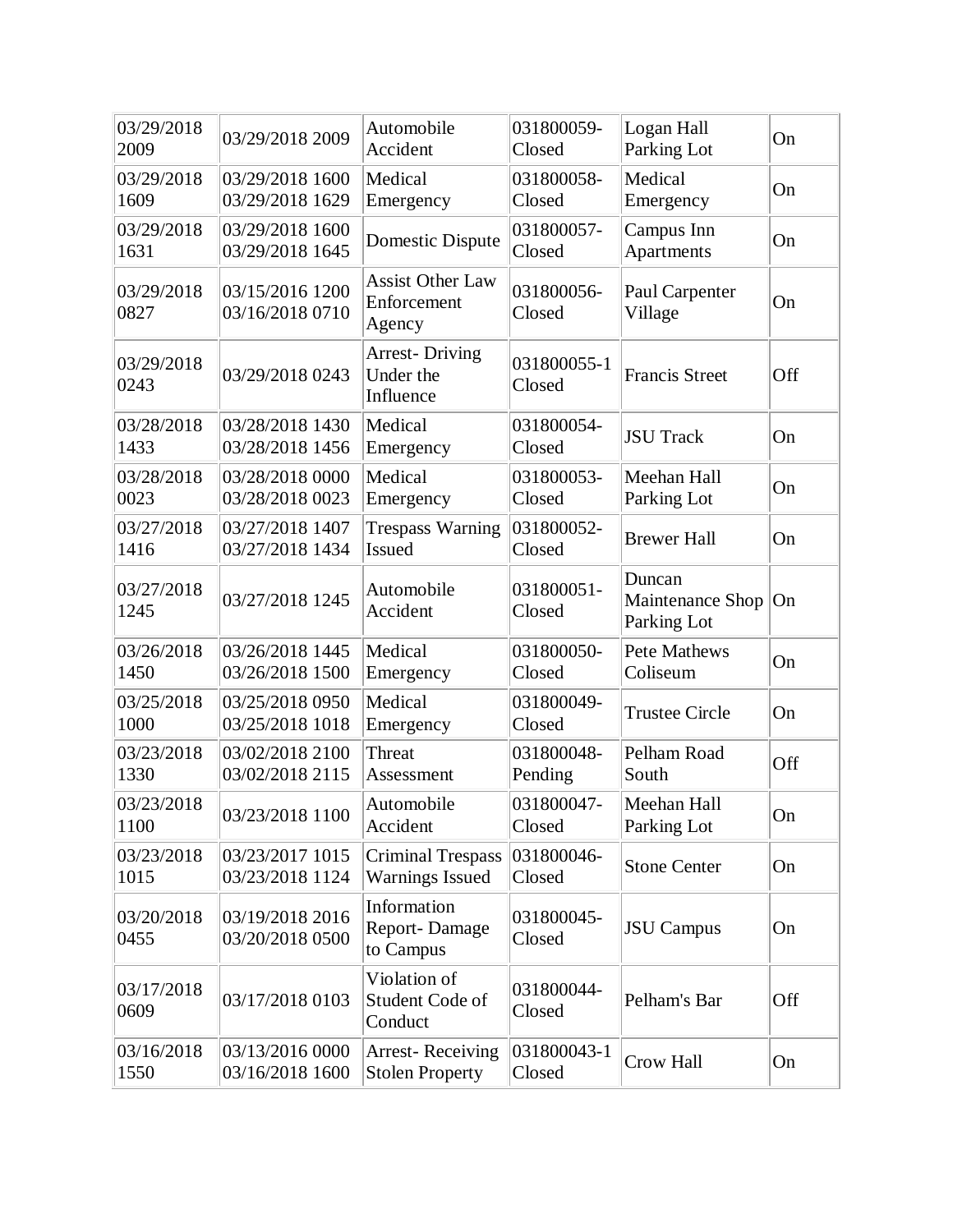| | | | | | |
|---|---|---|---|---|---|
| 03/29/2018 2009 | 03/29/2018 2009 | Automobile Accident | 031800059-Closed | Logan Hall Parking Lot | On |
| 03/29/2018 1609 | 03/29/2018 1600 03/29/2018 1629 | Medical Emergency | 031800058-Closed | Medical Emergency | On |
| 03/29/2018 1631 | 03/29/2018 1600 03/29/2018 1645 | Domestic Dispute | 031800057-Closed | Campus Inn Apartments | On |
| 03/29/2018 0827 | 03/15/2016 1200 03/16/2018 0710 | Assist Other Law Enforcement Agency | 031800056-Closed | Paul Carpenter Village | On |
| 03/29/2018 0243 | 03/29/2018 0243 | Arrest- Driving Under the Influence | 031800055-1 Closed | Francis Street | Off |
| 03/28/2018 1433 | 03/28/2018 1430 03/28/2018 1456 | Medical Emergency | 031800054-Closed | JSU Track | On |
| 03/28/2018 0023 | 03/28/2018 0000 03/28/2018 0023 | Medical Emergency | 031800053-Closed | Meehan Hall Parking Lot | On |
| 03/27/2018 1416 | 03/27/2018 1407 03/27/2018 1434 | Trespass Warning Issued | 031800052-Closed | Brewer Hall | On |
| 03/27/2018 1245 | 03/27/2018 1245 | Automobile Accident | 031800051-Closed | Duncan Maintenance Shop Parking Lot | On |
| 03/26/2018 1450 | 03/26/2018 1445 03/26/2018 1500 | Medical Emergency | 031800050-Closed | Pete Mathews Coliseum | On |
| 03/25/2018 1000 | 03/25/2018 0950 03/25/2018 1018 | Medical Emergency | 031800049-Closed | Trustee Circle | On |
| 03/23/2018 1330 | 03/02/2018 2100 03/02/2018 2115 | Threat Assessment | 031800048-Pending | Pelham Road South | Off |
| 03/23/2018 1100 | 03/23/2018 1100 | Automobile Accident | 031800047-Closed | Meehan Hall Parking Lot | On |
| 03/23/2018 1015 | 03/23/2017 1015 03/23/2018 1124 | Criminal Trespass Warnings Issued | 031800046-Closed | Stone Center | On |
| 03/20/2018 0455 | 03/19/2018 2016 03/20/2018 0500 | Information Report- Damage to Campus | 031800045-Closed | JSU Campus | On |
| 03/17/2018 0609 | 03/17/2018 0103 | Violation of Student Code of Conduct | 031800044-Closed | Pelham's Bar | Off |
| 03/16/2018 1550 | 03/13/2016 0000 03/16/2018 1600 | Arrest- Receiving Stolen Property | 031800043-1 Closed | Crow Hall | On |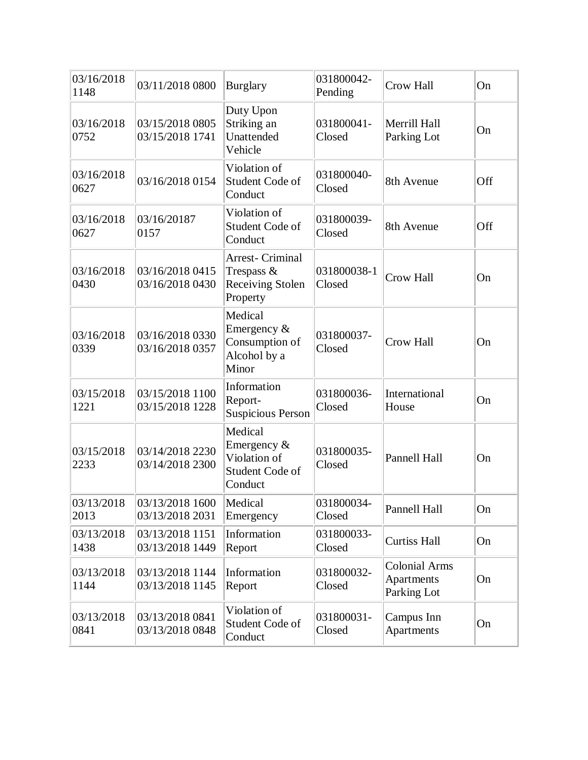| 03/16/2018 1148 | 03/11/2018 0800 | Burglary | 031800042-Pending | Crow Hall | On |
|---|---|---|---|---|---|
| 03/16/2018 0752 | 03/15/2018 0805 03/15/2018 1741 | Duty Upon Striking an Unattended Vehicle | 031800041-Closed | Merrill Hall Parking Lot | On |
| 03/16/2018 0627 | 03/16/2018 0154 | Violation of Student Code of Conduct | 031800040-Closed | 8th Avenue | Off |
| 03/16/2018 0627 | 03/16/20187 0157 | Violation of Student Code of Conduct | 031800039-Closed | 8th Avenue | Off |
| 03/16/2018 0430 | 03/16/2018 0415 03/16/2018 0430 | Arrest- Criminal Trespass & Receiving Stolen Property | 031800038-1 Closed | Crow Hall | On |
| 03/16/2018 0339 | 03/16/2018 0330 03/16/2018 0357 | Medical Emergency & Consumption of Alcohol by a Minor | 031800037-Closed | Crow Hall | On |
| 03/15/2018 1221 | 03/15/2018 1100 03/15/2018 1228 | Information Report-Suspicious Person | 031800036-Closed | International House | On |
| 03/15/2018 2233 | 03/14/2018 2230 03/14/2018 2300 | Medical Emergency & Violation of Student Code of Conduct | 031800035-Closed | Pannell Hall | On |
| 03/13/2018 2013 | 03/13/2018 1600 03/13/2018 2031 | Medical Emergency | 031800034-Closed | Pannell Hall | On |
| 03/13/2018 1438 | 03/13/2018 1151 03/13/2018 1449 | Information Report | 031800033-Closed | Curtiss Hall | On |
| 03/13/2018 1144 | 03/13/2018 1144 03/13/2018 1145 | Information Report | 031800032-Closed | Colonial Arms Apartments Parking Lot | On |
| 03/13/2018 0841 | 03/13/2018 0841 03/13/2018 0848 | Violation of Student Code of Conduct | 031800031-Closed | Campus Inn Apartments | On |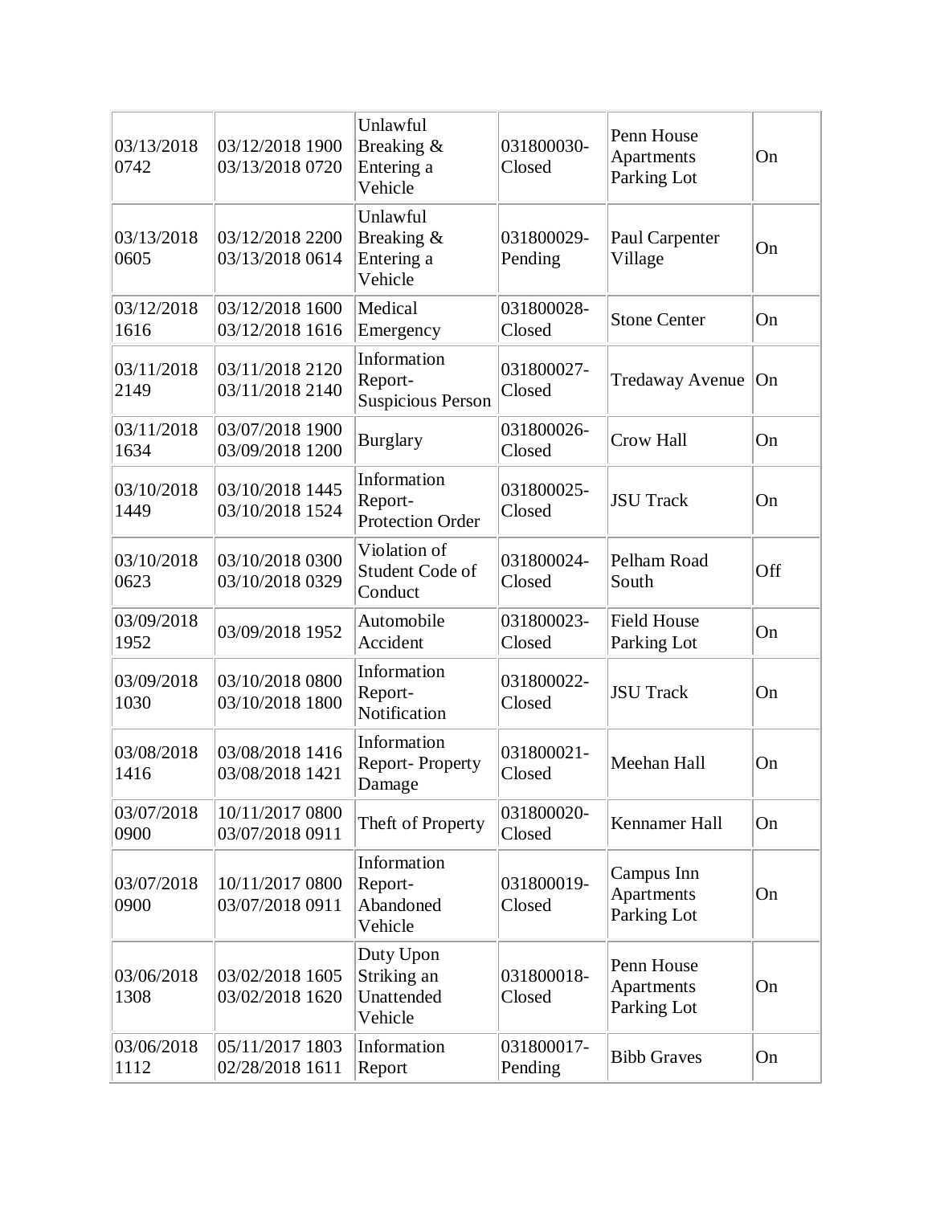| | | | | | |
|---|---|---|---|---|---|
| 03/13/2018 0742 | 03/12/2018 1900 03/13/2018 0720 | Unlawful Breaking & Entering a Vehicle | 031800030-Closed | Penn House Apartments Parking Lot | On |
| 03/13/2018 0605 | 03/12/2018 2200 03/13/2018 0614 | Unlawful Breaking & Entering a Vehicle | 031800029-Pending | Paul Carpenter Village | On |
| 03/12/2018 1616 | 03/12/2018 1600 03/12/2018 1616 | Medical Emergency | 031800028-Closed | Stone Center | On |
| 03/11/2018 2149 | 03/11/2018 2120 03/11/2018 2140 | Information Report-Suspicious Person | 031800027-Closed | Tredaway Avenue | On |
| 03/11/2018 1634 | 03/07/2018 1900 03/09/2018 1200 | Burglary | 031800026-Closed | Crow Hall | On |
| 03/10/2018 1449 | 03/10/2018 1445 03/10/2018 1524 | Information Report-Protection Order | 031800025-Closed | JSU Track | On |
| 03/10/2018 0623 | 03/10/2018 0300 03/10/2018 0329 | Violation of Student Code of Conduct | 031800024-Closed | Pelham Road South | Off |
| 03/09/2018 1952 | 03/09/2018 1952 | Automobile Accident | 031800023-Closed | Field House Parking Lot | On |
| 03/09/2018 1030 | 03/10/2018 0800 03/10/2018 1800 | Information Report-Notification | 031800022-Closed | JSU Track | On |
| 03/08/2018 1416 | 03/08/2018 1416 03/08/2018 1421 | Information Report- Property Damage | 031800021-Closed | Meehan Hall | On |
| 03/07/2018 0900 | 10/11/2017 0800 03/07/2018 0911 | Theft of Property | 031800020-Closed | Kennamer Hall | On |
| 03/07/2018 0900 | 10/11/2017 0800 03/07/2018 0911 | Information Report-Abandoned Vehicle | 031800019-Closed | Campus Inn Apartments Parking Lot | On |
| 03/06/2018 1308 | 03/02/2018 1605 03/02/2018 1620 | Duty Upon Striking an Unattended Vehicle | 031800018-Closed | Penn House Apartments Parking Lot | On |
| 03/06/2018 1112 | 05/11/2017 1803 02/28/2018 1611 | Information Report | 031800017-Pending | Bibb Graves | On |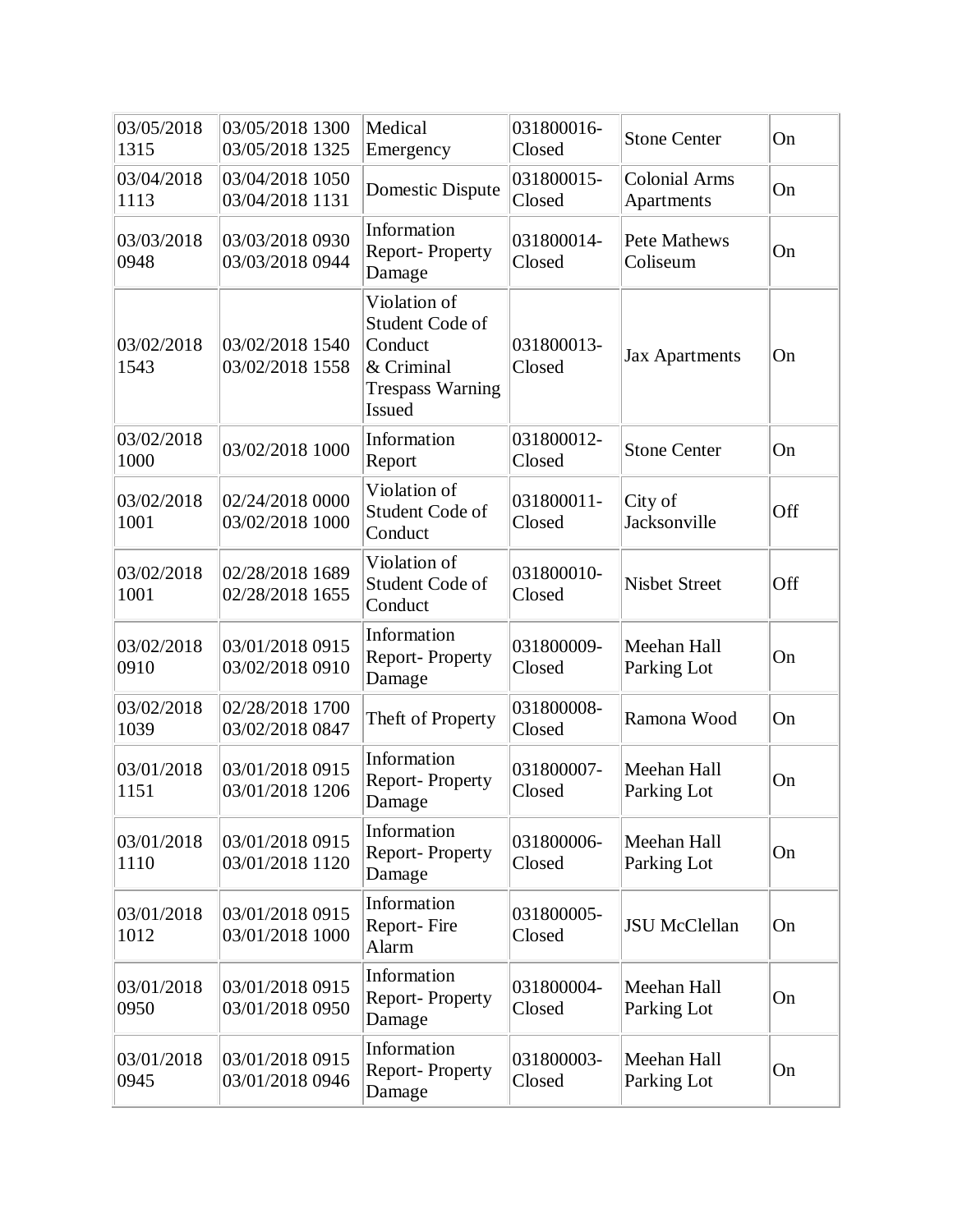| | | | | | |
|---|---|---|---|---|---|
| 03/05/2018 1315 | 03/05/2018 1300 03/05/2018 1325 | Medical Emergency | 031800016-Closed | Stone Center | On |
| 03/04/2018 1113 | 03/04/2018 1050 03/04/2018 1131 | Domestic Dispute | 031800015-Closed | Colonial Arms Apartments | On |
| 03/03/2018 0948 | 03/03/2018 0930 03/03/2018 0944 | Information Report- Property Damage | 031800014-Closed | Pete Mathews Coliseum | On |
| 03/02/2018 1543 | 03/02/2018 1540 03/02/2018 1558 | Violation of Student Code of Conduct & Criminal Trespass Warning Issued | 031800013-Closed | Jax Apartments | On |
| 03/02/2018 1000 | 03/02/2018 1000 | Information Report | 031800012-Closed | Stone Center | On |
| 03/02/2018 1001 | 02/24/2018 0000 03/02/2018 1000 | Violation of Student Code of Conduct | 031800011-Closed | City of Jacksonville | Off |
| 03/02/2018 1001 | 02/28/2018 1689 02/28/2018 1655 | Violation of Student Code of Conduct | 031800010-Closed | Nisbet Street | Off |
| 03/02/2018 0910 | 03/01/2018 0915 03/02/2018 0910 | Information Report- Property Damage | 031800009-Closed | Meehan Hall Parking Lot | On |
| 03/02/2018 1039 | 02/28/2018 1700 03/02/2018 0847 | Theft of Property | 031800008-Closed | Ramona Wood | On |
| 03/01/2018 1151 | 03/01/2018 0915 03/01/2018 1206 | Information Report- Property Damage | 031800007-Closed | Meehan Hall Parking Lot | On |
| 03/01/2018 1110 | 03/01/2018 0915 03/01/2018 1120 | Information Report- Property Damage | 031800006-Closed | Meehan Hall Parking Lot | On |
| 03/01/2018 1012 | 03/01/2018 0915 03/01/2018 1000 | Information Report- Fire Alarm | 031800005-Closed | JSU McClellan | On |
| 03/01/2018 0950 | 03/01/2018 0915 03/01/2018 0950 | Information Report- Property Damage | 031800004-Closed | Meehan Hall Parking Lot | On |
| 03/01/2018 0945 | 03/01/2018 0915 03/01/2018 0946 | Information Report- Property Damage | 031800003-Closed | Meehan Hall Parking Lot | On |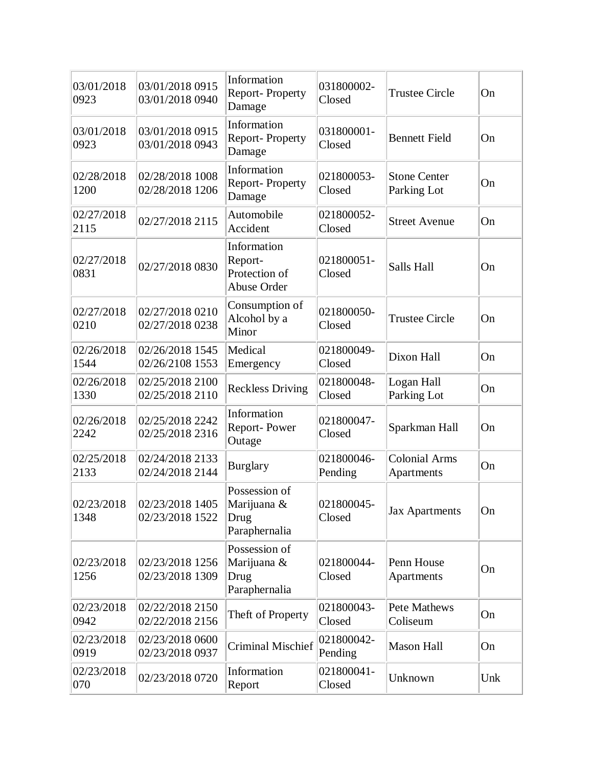| | | | | | |
|---|---|---|---|---|---|
| 03/01/2018 0923 | 03/01/2018 0915 03/01/2018 0940 | Information Report- Property Damage | 031800002- Closed | Trustee Circle | On |
| 03/01/2018 0923 | 03/01/2018 0915 03/01/2018 0943 | Information Report- Property Damage | 031800001- Closed | Bennett Field | On |
| 02/28/2018 1200 | 02/28/2018 1008 02/28/2018 1206 | Information Report- Property Damage | 021800053- Closed | Stone Center Parking Lot | On |
| 02/27/2018 2115 | 02/27/2018 2115 | Automobile Accident | 021800052- Closed | Street Avenue | On |
| 02/27/2018 0831 | 02/27/2018 0830 | Information Report- Protection of Abuse Order | 021800051- Closed | Salls Hall | On |
| 02/27/2018 0210 | 02/27/2018 0210 02/27/2018 0238 | Consumption of Alcohol by a Minor | 021800050- Closed | Trustee Circle | On |
| 02/26/2018 1544 | 02/26/2018 1545 02/26/2108 1553 | Medical Emergency | 021800049- Closed | Dixon Hall | On |
| 02/26/2018 1330 | 02/25/2018 2100 02/25/2018 2110 | Reckless Driving | 021800048- Closed | Logan Hall Parking Lot | On |
| 02/26/2018 2242 | 02/25/2018 2242 02/25/2018 2316 | Information Report- Power Outage | 021800047- Closed | Sparkman Hall | On |
| 02/25/2018 2133 | 02/24/2018 2133 02/24/2018 2144 | Burglary | 021800046- Pending | Colonial Arms Apartments | On |
| 02/23/2018 1348 | 02/23/2018 1405 02/23/2018 1522 | Possession of Marijuana & Drug Paraphernalia | 021800045- Closed | Jax Apartments | On |
| 02/23/2018 1256 | 02/23/2018 1256 02/23/2018 1309 | Possession of Marijuana & Drug Paraphernalia | 021800044- Closed | Penn House Apartments | On |
| 02/23/2018 0942 | 02/22/2018 2150 02/22/2018 2156 | Theft of Property | 021800043- Closed | Pete Mathews Coliseum | On |
| 02/23/2018 0919 | 02/23/2018 0600 02/23/2018 0937 | Criminal Mischief | 021800042- Pending | Mason Hall | On |
| 02/23/2018 070 | 02/23/2018 0720 | Information Report | 021800041- Closed | Unknown | Unk |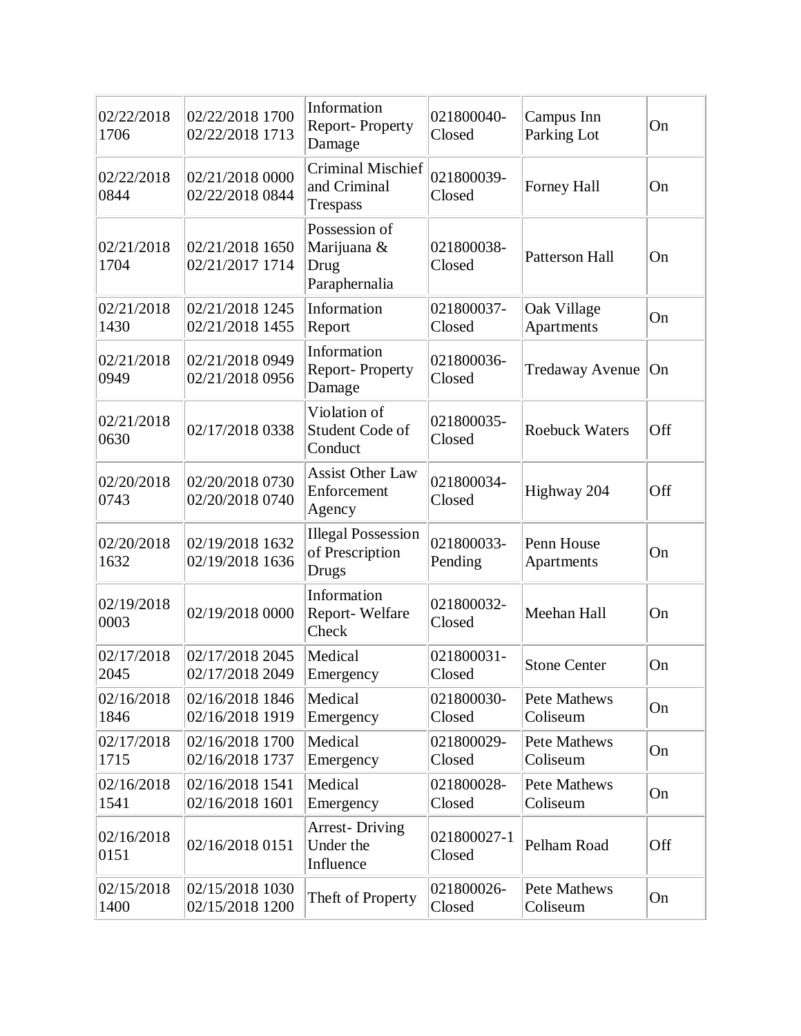| | | | | | |
|---|---|---|---|---|---|
| 02/22/2018 1706 | 02/22/2018 1700 02/22/2018 1713 | Information Report- Property Damage | 021800040- Closed | Campus Inn Parking Lot | On |
| 02/22/2018 0844 | 02/21/2018 0000 02/22/2018 0844 | Criminal Mischief and Criminal Trespass | 021800039- Closed | Forney Hall | On |
| 02/21/2018 1704 | 02/21/2018 1650 02/21/2017 1714 | Possession of Marijuana & Drug Paraphernalia | 021800038- Closed | Patterson Hall | On |
| 02/21/2018 1430 | 02/21/2018 1245 02/21/2018 1455 | Information Report | 021800037- Closed | Oak Village Apartments | On |
| 02/21/2018 0949 | 02/21/2018 0949 02/21/2018 0956 | Information Report- Property Damage | 021800036- Closed | Tredaway Avenue | On |
| 02/21/2018 0630 | 02/17/2018 0338 | Violation of Student Code of Conduct | 021800035- Closed | Roebuck Waters | Off |
| 02/20/2018 0743 | 02/20/2018 0730 02/20/2018 0740 | Assist Other Law Enforcement Agency | 021800034- Closed | Highway 204 | Off |
| 02/20/2018 1632 | 02/19/2018 1632 02/19/2018 1636 | Illegal Possession of Prescription Drugs | 021800033- Pending | Penn House Apartments | On |
| 02/19/2018 0003 | 02/19/2018 0000 | Information Report- Welfare Check | 021800032- Closed | Meehan Hall | On |
| 02/17/2018 2045 | 02/17/2018 2045 02/17/2018 2049 | Medical Emergency | 021800031- Closed | Stone Center | On |
| 02/16/2018 1846 | 02/16/2018 1846 02/16/2018 1919 | Medical Emergency | 021800030- Closed | Pete Mathews Coliseum | On |
| 02/17/2018 1715 | 02/16/2018 1700 02/16/2018 1737 | Medical Emergency | 021800029- Closed | Pete Mathews Coliseum | On |
| 02/16/2018 1541 | 02/16/2018 1541 02/16/2018 1601 | Medical Emergency | 021800028- Closed | Pete Mathews Coliseum | On |
| 02/16/2018 0151 | 02/16/2018 0151 | Arrest- Driving Under the Influence | 021800027-1 Closed | Pelham Road | Off |
| 02/15/2018 1400 | 02/15/2018 1030 02/15/2018 1200 | Theft of Property | 021800026- Closed | Pete Mathews Coliseum | On |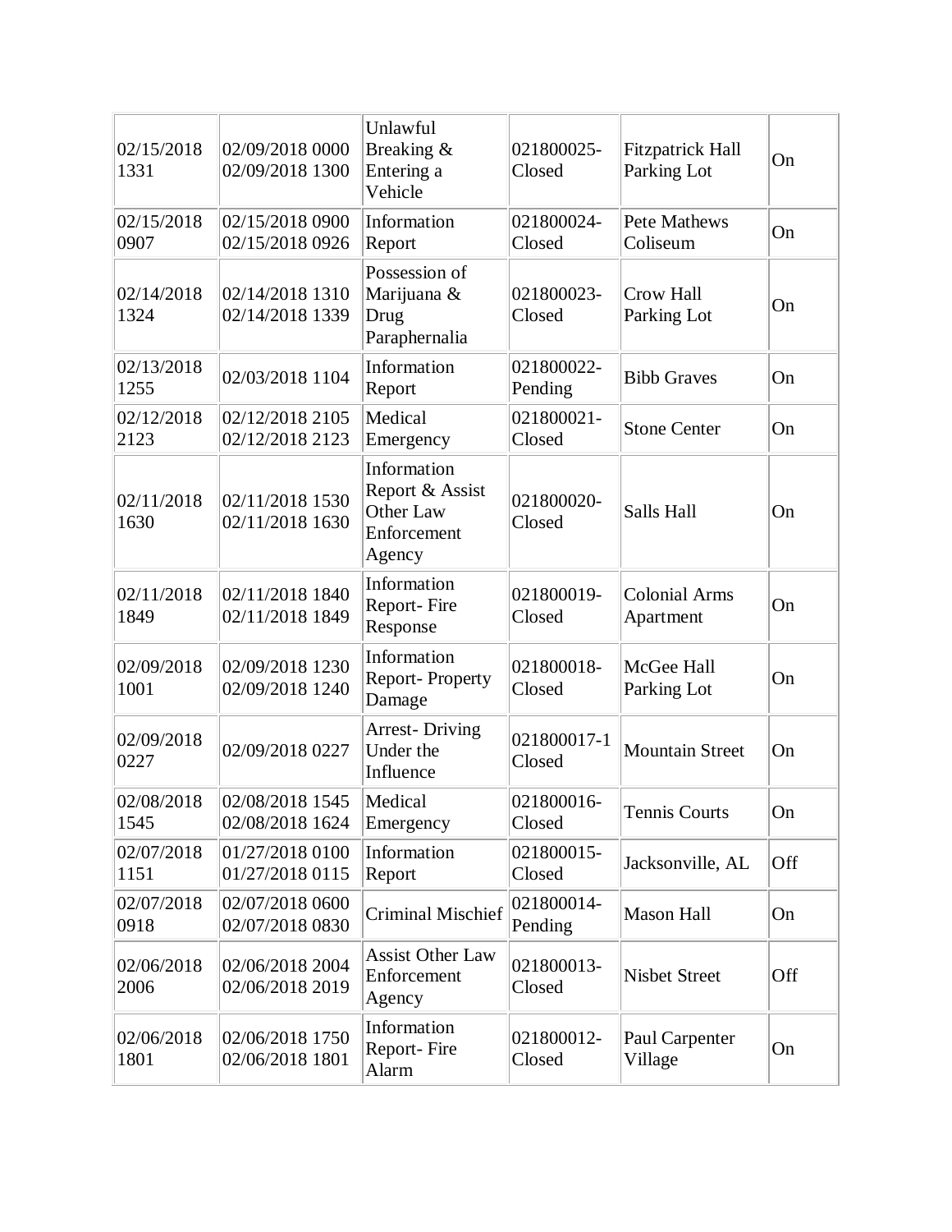| | | | | | |
|---|---|---|---|---|---|
| 02/15/2018 1331 | 02/09/2018 0000 02/09/2018 1300 | Unlawful Breaking & Entering a Vehicle | 021800025-Closed | Fitzpatrick Hall Parking Lot | On |
| 02/15/2018 0907 | 02/15/2018 0900 02/15/2018 0926 | Information Report | 021800024-Closed | Pete Mathews Coliseum | On |
| 02/14/2018 1324 | 02/14/2018 1310 02/14/2018 1339 | Possession of Marijuana & Drug Paraphernalia | 021800023-Closed | Crow Hall Parking Lot | On |
| 02/13/2018 1255 | 02/03/2018 1104 | Information Report | 021800022-Pending | Bibb Graves | On |
| 02/12/2018 2123 | 02/12/2018 2105 02/12/2018 2123 | Medical Emergency | 021800021-Closed | Stone Center | On |
| 02/11/2018 1630 | 02/11/2018 1530 02/11/2018 1630 | Information Report & Assist Other Law Enforcement Agency | 021800020-Closed | Salls Hall | On |
| 02/11/2018 1849 | 02/11/2018 1840 02/11/2018 1849 | Information Report- Fire Response | 021800019-Closed | Colonial Arms Apartment | On |
| 02/09/2018 1001 | 02/09/2018 1230 02/09/2018 1240 | Information Report- Property Damage | 021800018-Closed | McGee Hall Parking Lot | On |
| 02/09/2018 0227 | 02/09/2018 0227 | Arrest- Driving Under the Influence | 021800017-1 Closed | Mountain Street | On |
| 02/08/2018 1545 | 02/08/2018 1545 02/08/2018 1624 | Medical Emergency | 021800016-Closed | Tennis Courts | On |
| 02/07/2018 1151 | 01/27/2018 0100 01/27/2018 0115 | Information Report | 021800015-Closed | Jacksonville, AL | Off |
| 02/07/2018 0918 | 02/07/2018 0600 02/07/2018 0830 | Criminal Mischief | 021800014-Pending | Mason Hall | On |
| 02/06/2018 2006 | 02/06/2018 2004 02/06/2018 2019 | Assist Other Law Enforcement Agency | 021800013-Closed | Nisbet Street | Off |
| 02/06/2018 1801 | 02/06/2018 1750 02/06/2018 1801 | Information Report- Fire Alarm | 021800012-Closed | Paul Carpenter Village | On |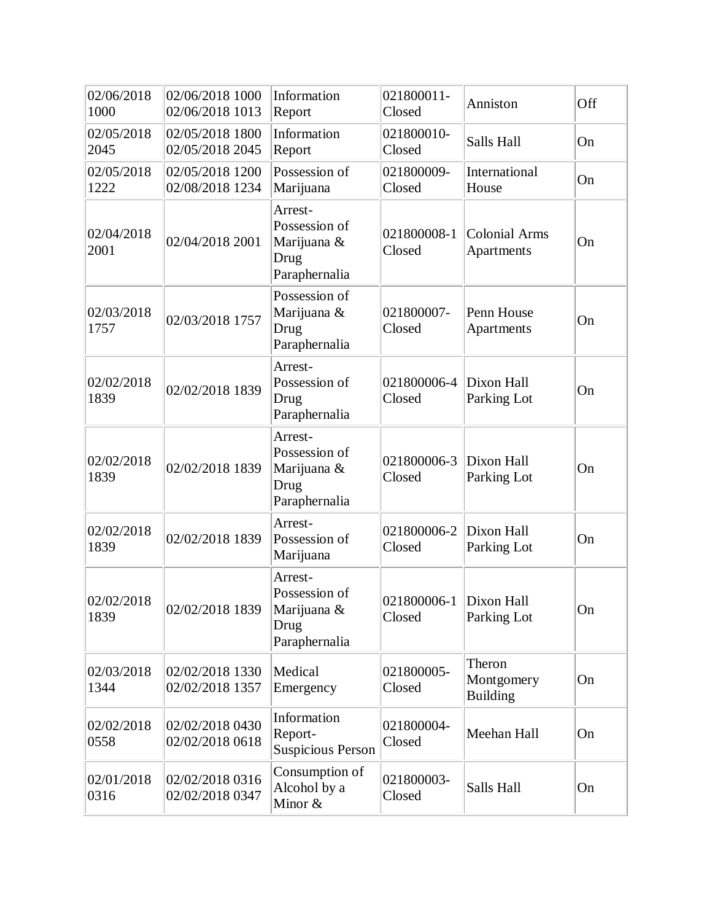| | | | | | |
|---|---|---|---|---|---|
| 02/06/2018 1000 | 02/06/2018 1000 02/06/2018 1013 | Information Report | 021800011-Closed | Anniston | Off |
| 02/05/2018 2045 | 02/05/2018 1800 02/05/2018 2045 | Information Report | 021800010-Closed | Salls Hall | On |
| 02/05/2018 1222 | 02/05/2018 1200 02/08/2018 1234 | Possession of Marijuana | 021800009-Closed | International House | On |
| 02/04/2018 2001 | 02/04/2018 2001 | Arrest-Possession of Marijuana & Drug Paraphernalia | 021800008-1 Closed | Colonial Arms Apartments | On |
| 02/03/2018 1757 | 02/03/2018 1757 | Possession of Marijuana & Drug Paraphernalia | 021800007-Closed | Penn House Apartments | On |
| 02/02/2018 1839 | 02/02/2018 1839 | Arrest-Possession of Drug Paraphernalia | 021800006-4 Closed | Dixon Hall Parking Lot | On |
| 02/02/2018 1839 | 02/02/2018 1839 | Arrest-Possession of Marijuana & Drug Paraphernalia | 021800006-3 Closed | Dixon Hall Parking Lot | On |
| 02/02/2018 1839 | 02/02/2018 1839 | Arrest-Possession of Marijuana | 021800006-2 Closed | Dixon Hall Parking Lot | On |
| 02/02/2018 1839 | 02/02/2018 1839 | Arrest-Possession of Marijuana & Drug Paraphernalia | 021800006-1 Closed | Dixon Hall Parking Lot | On |
| 02/03/2018 1344 | 02/02/2018 1330 02/02/2018 1357 | Medical Emergency | 021800005-Closed | Theron Montgomery Building | On |
| 02/02/2018 0558 | 02/02/2018 0430 02/02/2018 0618 | Information Report-Suspicious Person | 021800004-Closed | Meehan Hall | On |
| 02/01/2018 0316 | 02/02/2018 0316 02/02/2018 0347 | Consumption of Alcohol by a Minor & | 021800003-Closed | Salls Hall | On |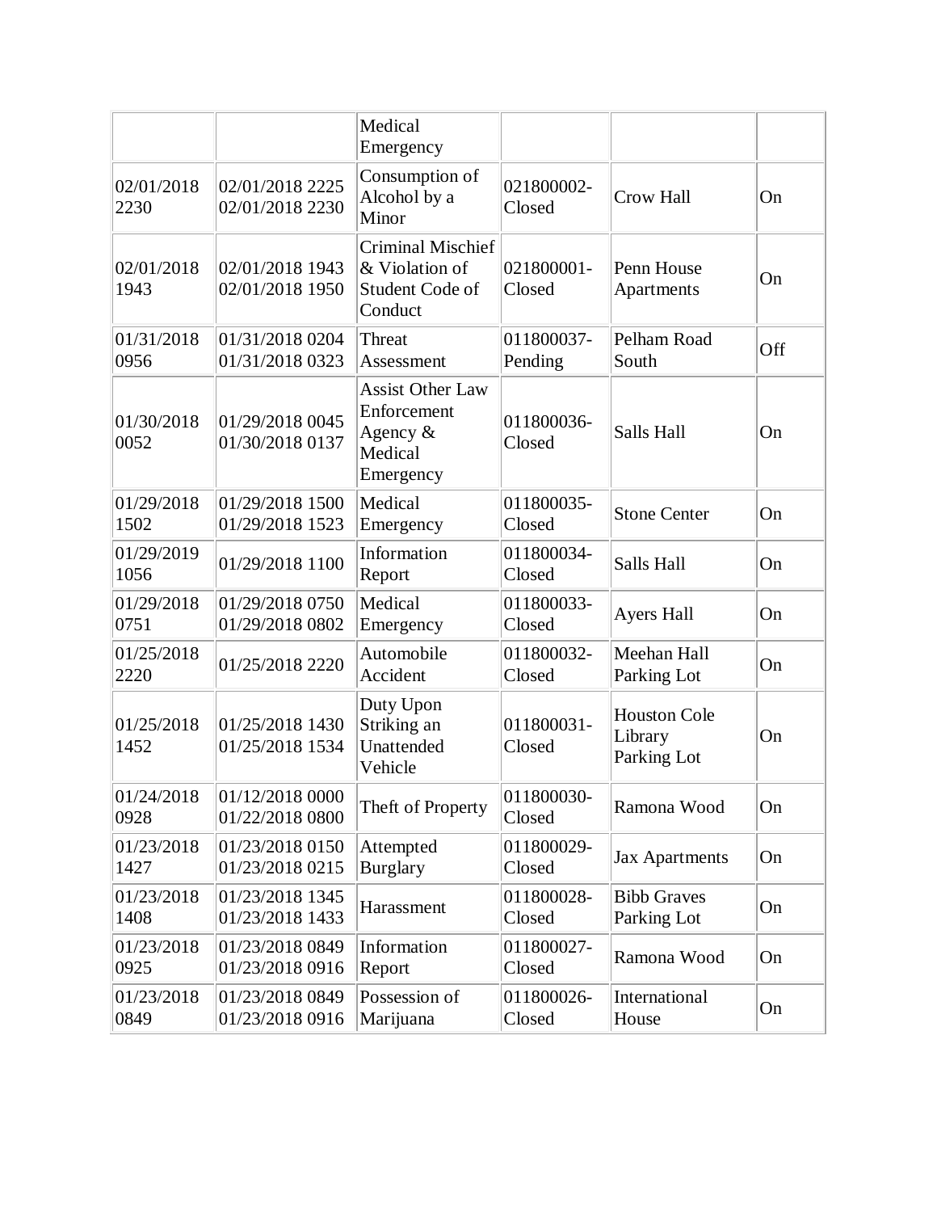| | | | | | |
|---|---|---|---|---|---|
| | | Medical Emergency | | | |
| 02/01/2018 2230 | 02/01/2018 2225 02/01/2018 2230 | Consumption of Alcohol by a Minor | 021800002-Closed | Crow Hall | On |
| 02/01/2018 1943 | 02/01/2018 1943 02/01/2018 1950 | Criminal Mischief & Violation of Student Code of Conduct | 021800001-Closed | Penn House Apartments | On |
| 01/31/2018 0956 | 01/31/2018 0204 01/31/2018 0323 | Threat Assessment | 011800037-Pending | Pelham Road South | Off |
| 01/30/2018 0052 | 01/29/2018 0045 01/30/2018 0137 | Assist Other Law Enforcement Agency & Medical Emergency | 011800036-Closed | Salls Hall | On |
| 01/29/2018 1502 | 01/29/2018 1500 01/29/2018 1523 | Medical Emergency | 011800035-Closed | Stone Center | On |
| 01/29/2019 1056 | 01/29/2018 1100 | Information Report | 011800034-Closed | Salls Hall | On |
| 01/29/2018 0751 | 01/29/2018 0750 01/29/2018 0802 | Medical Emergency | 011800033-Closed | Ayers Hall | On |
| 01/25/2018 2220 | 01/25/2018 2220 | Automobile Accident | 011800032-Closed | Meehan Hall Parking Lot | On |
| 01/25/2018 1452 | 01/25/2018 1430 01/25/2018 1534 | Duty Upon Striking an Unattended Vehicle | 011800031-Closed | Houston Cole Library Parking Lot | On |
| 01/24/2018 0928 | 01/12/2018 0000 01/22/2018 0800 | Theft of Property | 011800030-Closed | Ramona Wood | On |
| 01/23/2018 1427 | 01/23/2018 0150 01/23/2018 0215 | Attempted Burglary | 011800029-Closed | Jax Apartments | On |
| 01/23/2018 1408 | 01/23/2018 1345 01/23/2018 1433 | Harassment | 011800028-Closed | Bibb Graves Parking Lot | On |
| 01/23/2018 0925 | 01/23/2018 0849 01/23/2018 0916 | Information Report | 011800027-Closed | Ramona Wood | On |
| 01/23/2018 0849 | 01/23/2018 0849 01/23/2018 0916 | Possession of Marijuana | 011800026-Closed | International House | On |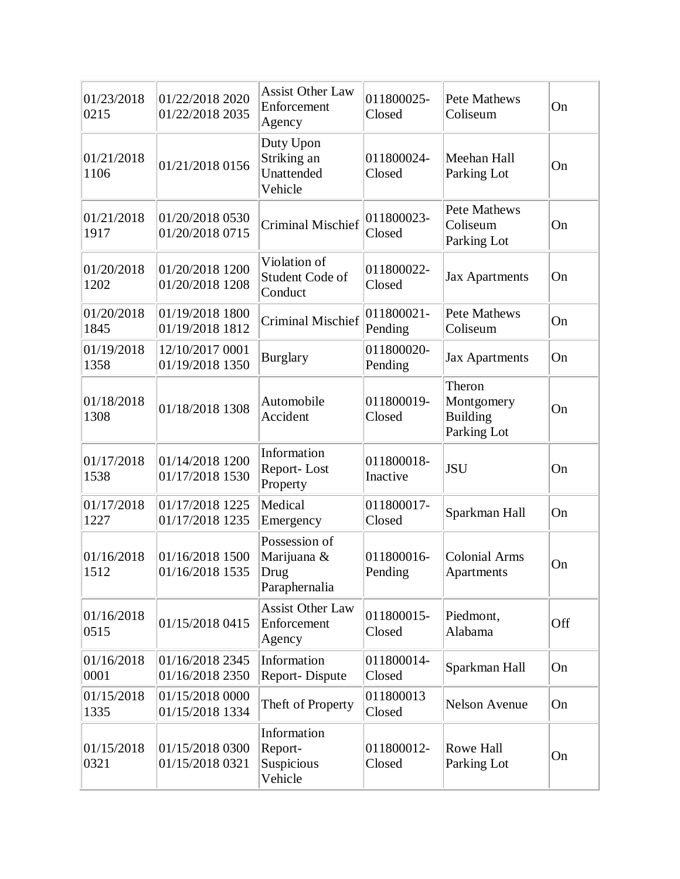| | | | | | |
|---|---|---|---|---|---|
| 01/23/2018 0215 | 01/22/2018 2020 01/22/2018 2035 | Assist Other Law Enforcement Agency | 011800025-Closed | Pete Mathews Coliseum | On |
| 01/21/2018 1106 | 01/21/2018 0156 | Duty Upon Striking an Unattended Vehicle | 011800024-Closed | Meehan Hall Parking Lot | On |
| 01/21/2018 1917 | 01/20/2018 0530 01/20/2018 0715 | Criminal Mischief | 011800023-Closed | Pete Mathews Coliseum Parking Lot | On |
| 01/20/2018 1202 | 01/20/2018 1200 01/20/2018 1208 | Violation of Student Code of Conduct | 011800022-Closed | Jax Apartments | On |
| 01/20/2018 1845 | 01/19/2018 1800 01/19/2018 1812 | Criminal Mischief | 011800021-Pending | Pete Mathews Coliseum | On |
| 01/19/2018 1358 | 12/10/2017 0001 01/19/2018 1350 | Burglary | 011800020-Pending | Jax Apartments | On |
| 01/18/2018 1308 | 01/18/2018 1308 | Automobile Accident | 011800019-Closed | Theron Montgomery Building Parking Lot | On |
| 01/17/2018 1538 | 01/14/2018 1200 01/17/2018 1530 | Information Report- Lost Property | 011800018-Inactive | JSU | On |
| 01/17/2018 1227 | 01/17/2018 1225 01/17/2018 1235 | Medical Emergency | 011800017-Closed | Sparkman Hall | On |
| 01/16/2018 1512 | 01/16/2018 1500 01/16/2018 1535 | Possession of Marijuana & Drug Paraphernalia | 011800016-Pending | Colonial Arms Apartments | On |
| 01/16/2018 0515 | 01/15/2018 0415 | Assist Other Law Enforcement Agency | 011800015-Closed | Piedmont, Alabama | Off |
| 01/16/2018 0001 | 01/16/2018 2345 01/16/2018 2350 | Information Report- Dispute | 011800014-Closed | Sparkman Hall | On |
| 01/15/2018 1335 | 01/15/2018 0000 01/15/2018 1334 | Theft of Property | 011800013 Closed | Nelson Avenue | On |
| 01/15/2018 0321 | 01/15/2018 0300 01/15/2018 0321 | Information Report- Suspicious Vehicle | 011800012-Closed | Rowe Hall Parking Lot | On |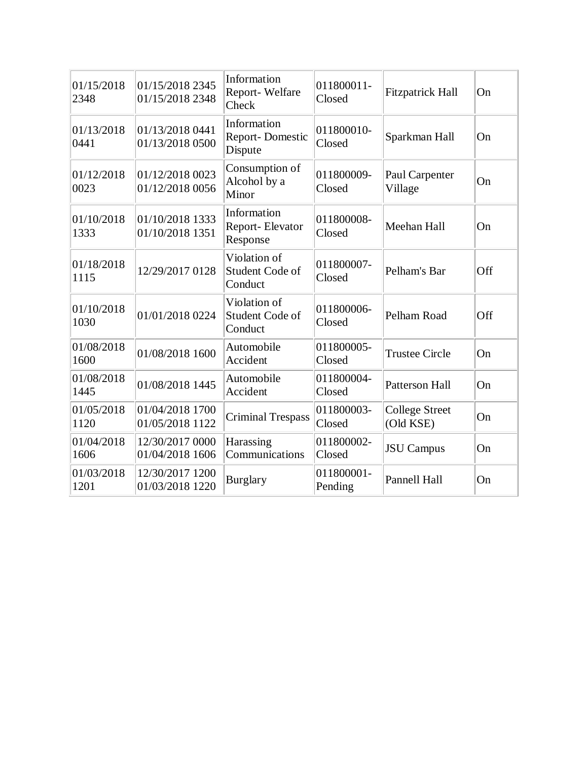| | | | | | |
|---|---|---|---|---|---|
| 01/15/2018 2348 | 01/15/2018 2345 01/15/2018 2348 | Information Report- Welfare Check | 011800011-Closed | Fitzpatrick Hall | On |
| 01/13/2018 0441 | 01/13/2018 0441 01/13/2018 0500 | Information Report- Domestic Dispute | 011800010-Closed | Sparkman Hall | On |
| 01/12/2018 0023 | 01/12/2018 0023 01/12/2018 0056 | Consumption of Alcohol by a Minor | 011800009-Closed | Paul Carpenter Village | On |
| 01/10/2018 1333 | 01/10/2018 1333 01/10/2018 1351 | Information Report- Elevator Response | 011800008-Closed | Meehan Hall | On |
| 01/18/2018 1115 | 12/29/2017 0128 | Violation of Student Code of Conduct | 011800007-Closed | Pelham's Bar | Off |
| 01/10/2018 1030 | 01/01/2018 0224 | Violation of Student Code of Conduct | 011800006-Closed | Pelham Road | Off |
| 01/08/2018 1600 | 01/08/2018 1600 | Automobile Accident | 011800005-Closed | Trustee Circle | On |
| 01/08/2018 1445 | 01/08/2018 1445 | Automobile Accident | 011800004-Closed | Patterson Hall | On |
| 01/05/2018 1120 | 01/04/2018 1700 01/05/2018 1122 | Criminal Trespass | 011800003-Closed | College Street (Old KSE) | On |
| 01/04/2018 1606 | 12/30/2017 0000 01/04/2018 1606 | Harassing Communications | 011800002-Closed | JSU Campus | On |
| 01/03/2018 1201 | 12/30/2017 1200 01/03/2018 1220 | Burglary | 011800001-Pending | Pannell Hall | On |